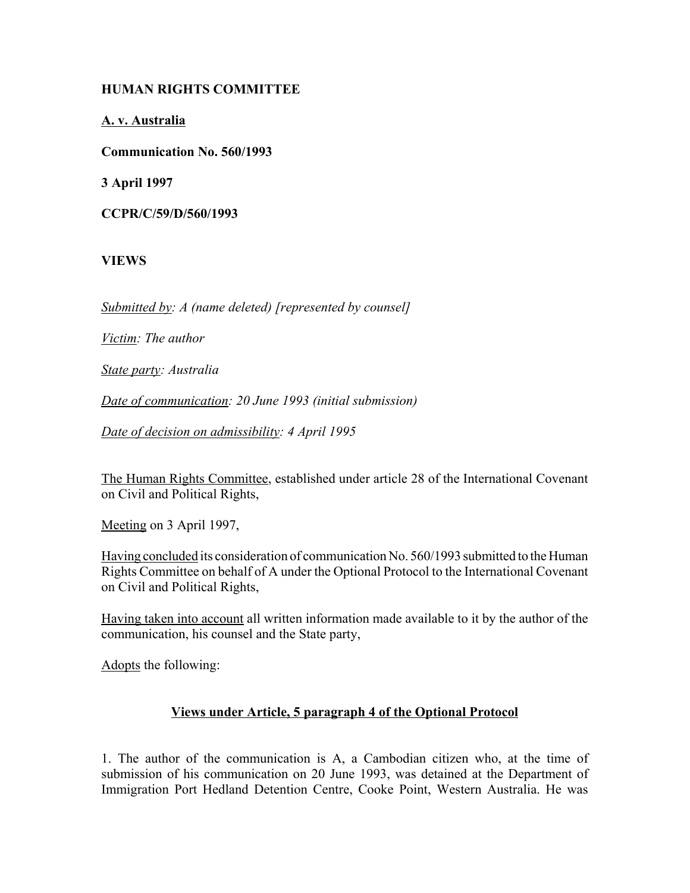**HUMAN RIGHTS COMMITTEE**

**A. v. Australia**

**Communication No. 560/1993**

**3 April 1997**

**CCPR/C/59/D/560/1993**

**VIEWS**

*Submitted by: A (name deleted) [represented by counsel]*

*Victim: The author*

*State party: Australia*

*Date of communication: 20 June 1993 (initial submission)*

*Date of decision on admissibility: 4 April 1995*

The Human Rights Committee, established under article 28 of the International Covenant on Civil and Political Rights,

Meeting on 3 April 1997,

Having concluded its consideration of communication No. 560/1993 submitted to the Human Rights Committee on behalf of A under the Optional Protocol to the International Covenant on Civil and Political Rights,

Having taken into account all written information made available to it by the author of the communication, his counsel and the State party,

Adopts the following:

**Views under Article, 5 paragraph 4 of the Optional Protocol**

1. The author of the communication is A, a Cambodian citizen who, at the time of submission of his communication on 20 June 1993, was detained at the Department of Immigration Port Hedland Detention Centre, Cooke Point, Western Australia. He was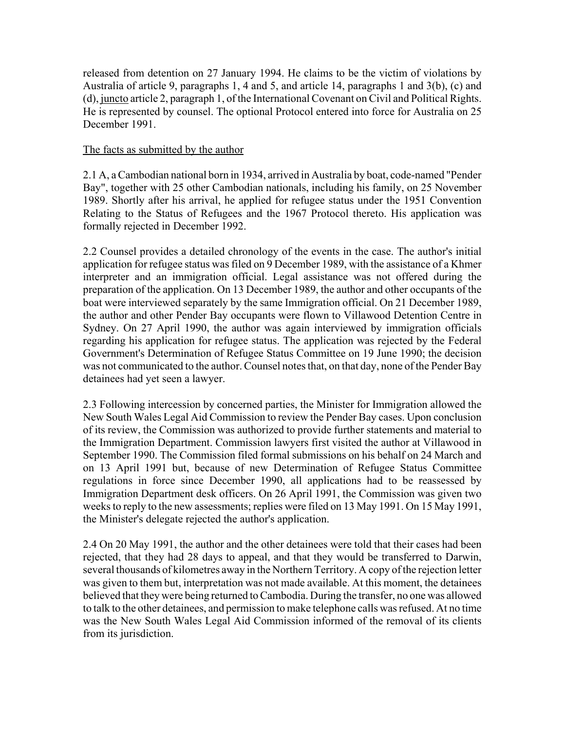released from detention on 27 January 1994. He claims to be the victim of violations by Australia of article 9, paragraphs 1, 4 and 5, and article 14, paragraphs 1 and 3(b), (c) and (d), juncto article 2, paragraph 1, of the International Covenant on Civil and Political Rights. He is represented by counsel. The optional Protocol entered into force for Australia on 25 December 1991.

The facts as submitted by the author

2.1 A, a Cambodian national born in 1934, arrived in Australia by boat, code-named "Pender Bay", together with 25 other Cambodian nationals, including his family, on 25 November 1989. Shortly after his arrival, he applied for refugee status under the 1951 Convention Relating to the Status of Refugees and the 1967 Protocol thereto. His application was formally rejected in December 1992.

2.2 Counsel provides a detailed chronology of the events in the case. The author's initial application for refugee status was filed on 9 December 1989, with the assistance of a Khmer interpreter and an immigration official. Legal assistance was not offered during the preparation of the application. On 13 December 1989, the author and other occupants of the boat were interviewed separately by the same Immigration official. On 21 December 1989, the author and other Pender Bay occupants were flown to Villawood Detention Centre in Sydney. On 27 April 1990, the author was again interviewed by immigration officials regarding his application for refugee status. The application was rejected by the Federal Government's Determination of Refugee Status Committee on 19 June 1990; the decision was not communicated to the author. Counsel notes that, on that day, none of the Pender Bay detainees had yet seen a lawyer.

2.3 Following intercession by concerned parties, the Minister for Immigration allowed the New South Wales Legal Aid Commission to review the Pender Bay cases. Upon conclusion of its review, the Commission was authorized to provide further statements and material to the Immigration Department. Commission lawyers first visited the author at Villawood in September 1990. The Commission filed formal submissions on his behalf on 24 March and on 13 April 1991 but, because of new Determination of Refugee Status Committee regulations in force since December 1990, all applications had to be reassessed by Immigration Department desk officers. On 26 April 1991, the Commission was given two weeks to reply to the new assessments; replies were filed on 13 May 1991. On 15 May 1991, the Minister's delegate rejected the author's application.

2.4 On 20 May 1991, the author and the other detainees were told that their cases had been rejected, that they had 28 days to appeal, and that they would be transferred to Darwin, several thousands of kilometres away in the Northern Territory. A copy of the rejection letter was given to them but, interpretation was not made available. At this moment, the detainees believed that they were being returned to Cambodia. During the transfer, no one was allowed to talk to the other detainees, and permission to make telephone calls was refused. At no time was the New South Wales Legal Aid Commission informed of the removal of its clients from its jurisdiction.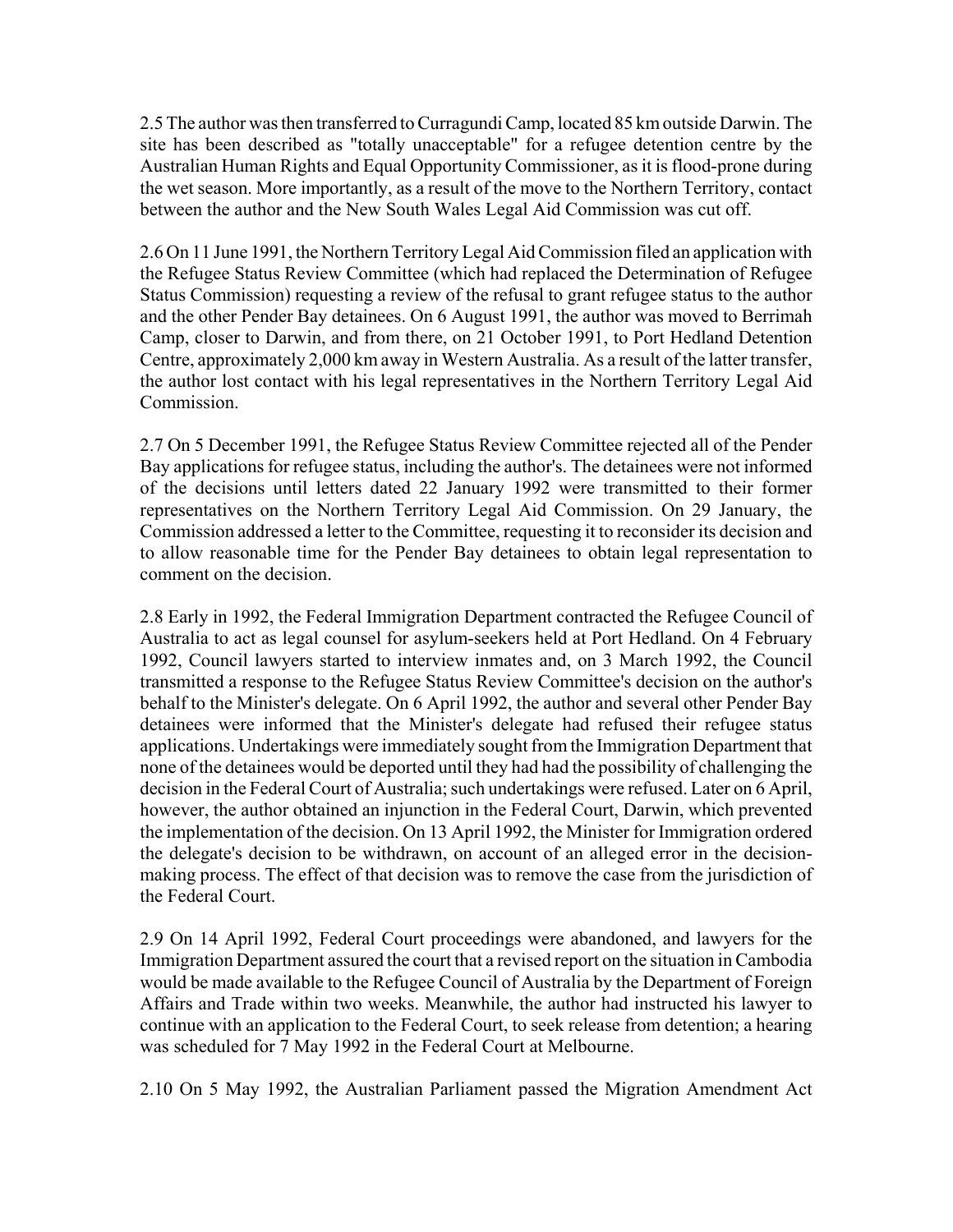2.5 The author was then transferred to Curragundi Camp, located 85 km outside Darwin. The site has been described as "totally unacceptable" for a refugee detention centre by the Australian Human Rights and Equal Opportunity Commissioner, as it is flood-prone during the wet season. More importantly, as a result of the move to the Northern Territory, contact between the author and the New South Wales Legal Aid Commission was cut off.

2.6 On 11 June 1991, the Northern Territory Legal Aid Commission filed an application with the Refugee Status Review Committee (which had replaced the Determination of Refugee Status Commission) requesting a review of the refusal to grant refugee status to the author and the other Pender Bay detainees. On 6 August 1991, the author was moved to Berrimah Camp, closer to Darwin, and from there, on 21 October 1991, to Port Hedland Detention Centre, approximately 2,000 km away in Western Australia. As a result of the latter transfer, the author lost contact with his legal representatives in the Northern Territory Legal Aid Commission.

2.7 On 5 December 1991, the Refugee Status Review Committee rejected all of the Pender Bay applications for refugee status, including the author's. The detainees were not informed of the decisions until letters dated 22 January 1992 were transmitted to their former representatives on the Northern Territory Legal Aid Commission. On 29 January, the Commission addressed a letter to the Committee, requesting it to reconsider its decision and to allow reasonable time for the Pender Bay detainees to obtain legal representation to comment on the decision.

2.8 Early in 1992, the Federal Immigration Department contracted the Refugee Council of Australia to act as legal counsel for asylum-seekers held at Port Hedland. On 4 February 1992, Council lawyers started to interview inmates and, on 3 March 1992, the Council transmitted a response to the Refugee Status Review Committee's decision on the author's behalf to the Minister's delegate. On 6 April 1992, the author and several other Pender Bay detainees were informed that the Minister's delegate had refused their refugee status applications. Undertakings were immediately sought from the Immigration Department that none of the detainees would be deported until they had had the possibility of challenging the decision in the Federal Court of Australia; such undertakings were refused. Later on 6 April, however, the author obtained an injunction in the Federal Court, Darwin, which prevented the implementation of the decision. On 13 April 1992, the Minister for Immigration ordered the delegate's decision to be withdrawn, on account of an alleged error in the decision-making process. The effect of that decision was to remove the case from the jurisdiction of the Federal Court.

2.9 On 14 April 1992, Federal Court proceedings were abandoned, and lawyers for the Immigration Department assured the court that a revised report on the situation in Cambodia would be made available to the Refugee Council of Australia by the Department of Foreign Affairs and Trade within two weeks. Meanwhile, the author had instructed his lawyer to continue with an application to the Federal Court, to seek release from detention; a hearing was scheduled for 7 May 1992 in the Federal Court at Melbourne.

2.10 On 5 May 1992, the Australian Parliament passed the Migration Amendment Act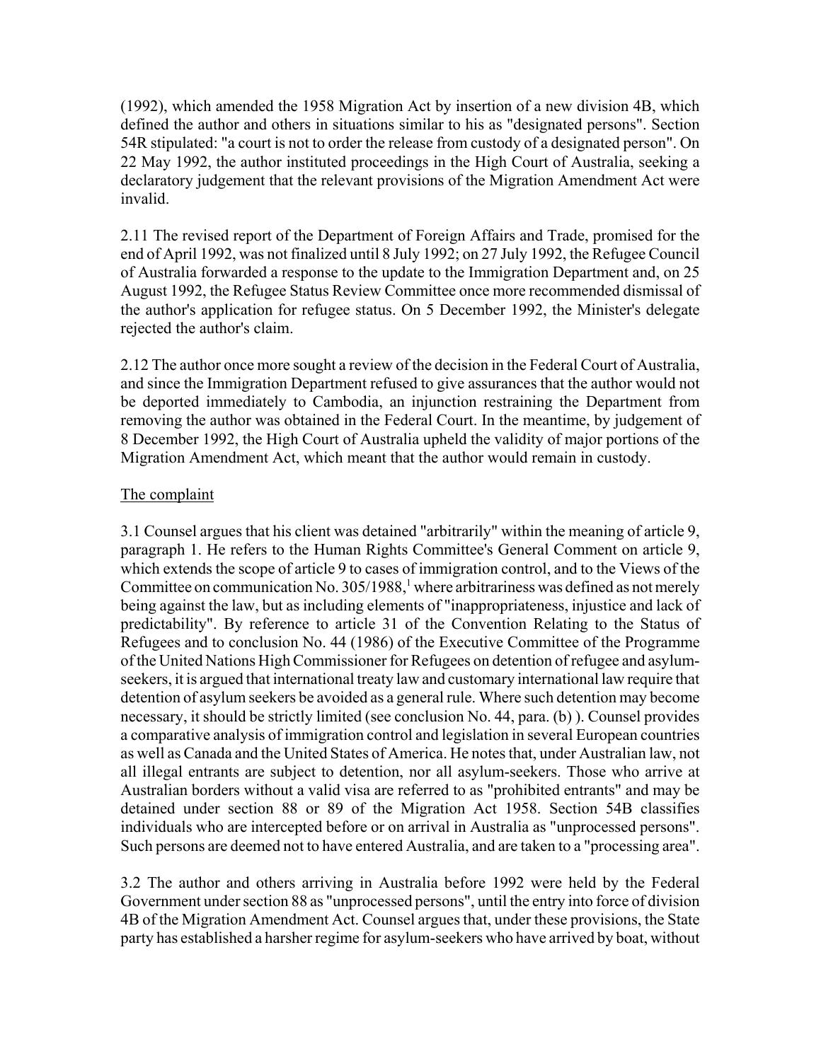(1992), which amended the 1958 Migration Act by insertion of a new division 4B, which defined the author and others in situations similar to his as "designated persons". Section 54R stipulated: "a court is not to order the release from custody of a designated person". On 22 May 1992, the author instituted proceedings in the High Court of Australia, seeking a declaratory judgement that the relevant provisions of the Migration Amendment Act were invalid.

2.11 The revised report of the Department of Foreign Affairs and Trade, promised for the end of April 1992, was not finalized until 8 July 1992; on 27 July 1992, the Refugee Council of Australia forwarded a response to the update to the Immigration Department and, on 25 August 1992, the Refugee Status Review Committee once more recommended dismissal of the author's application for refugee status. On 5 December 1992, the Minister's delegate rejected the author's claim.

2.12 The author once more sought a review of the decision in the Federal Court of Australia, and since the Immigration Department refused to give assurances that the author would not be deported immediately to Cambodia, an injunction restraining the Department from removing the author was obtained in the Federal Court. In the meantime, by judgement of 8 December 1992, the High Court of Australia upheld the validity of major portions of the Migration Amendment Act, which meant that the author would remain in custody.

The complaint

3.1 Counsel argues that his client was detained "arbitrarily" within the meaning of article 9, paragraph 1. He refers to the Human Rights Committee's General Comment on article 9, which extends the scope of article 9 to cases of immigration control, and to the Views of the Committee on communication No. 305/1988,[1] where arbitrariness was defined as not merely being against the law, but as including elements of "inappropriateness, injustice and lack of predictability". By reference to article 31 of the Convention Relating to the Status of Refugees and to conclusion No. 44 (1986) of the Executive Committee of the Programme of the United Nations High Commissioner for Refugees on detention of refugee and asylum-seekers, it is argued that international treaty law and customary international law require that detention of asylum seekers be avoided as a general rule. Where such detention may become necessary, it should be strictly limited (see conclusion No. 44, para. (b) ). Counsel provides a comparative analysis of immigration control and legislation in several European countries as well as Canada and the United States of America. He notes that, under Australian law, not all illegal entrants are subject to detention, nor all asylum-seekers. Those who arrive at Australian borders without a valid visa are referred to as "prohibited entrants" and may be detained under section 88 or 89 of the Migration Act 1958. Section 54B classifies individuals who are intercepted before or on arrival in Australia as "unprocessed persons". Such persons are deemed not to have entered Australia, and are taken to a "processing area".

3.2 The author and others arriving in Australia before 1992 were held by the Federal Government under section 88 as "unprocessed persons", until the entry into force of division 4B of the Migration Amendment Act. Counsel argues that, under these provisions, the State party has established a harsher regime for asylum-seekers who have arrived by boat, without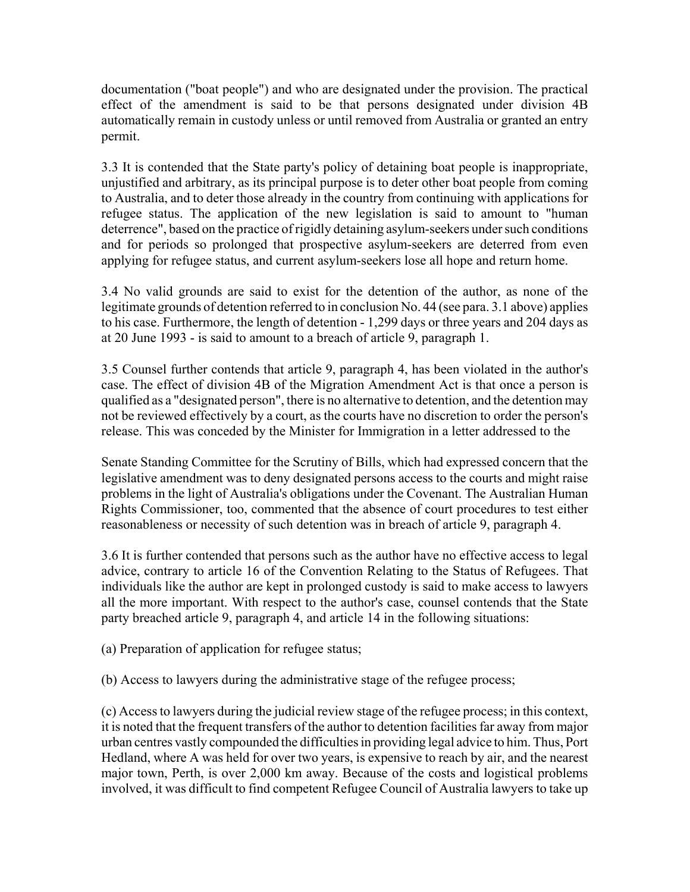documentation ("boat people") and who are designated under the provision. The practical effect of the amendment is said to be that persons designated under division 4B automatically remain in custody unless or until removed from Australia or granted an entry permit.

3.3 It is contended that the State party's policy of detaining boat people is inappropriate, unjustified and arbitrary, as its principal purpose is to deter other boat people from coming to Australia, and to deter those already in the country from continuing with applications for refugee status. The application of the new legislation is said to amount to "human deterrence", based on the practice of rigidly detaining asylum-seekers under such conditions and for periods so prolonged that prospective asylum-seekers are deterred from even applying for refugee status, and current asylum-seekers lose all hope and return home.

3.4 No valid grounds are said to exist for the detention of the author, as none of the legitimate grounds of detention referred to in conclusion No. 44 (see para. 3.1 above) applies to his case. Furthermore, the length of detention - 1,299 days or three years and 204 days as at 20 June 1993 - is said to amount to a breach of article 9, paragraph 1.

3.5 Counsel further contends that article 9, paragraph 4, has been violated in the author's case. The effect of division 4B of the Migration Amendment Act is that once a person is qualified as a "designated person", there is no alternative to detention, and the detention may not be reviewed effectively by a court, as the courts have no discretion to order the person's release. This was conceded by the Minister for Immigration in a letter addressed to the Senate Standing Committee for the Scrutiny of Bills, which had expressed concern that the legislative amendment was to deny designated persons access to the courts and might raise problems in the light of Australia's obligations under the Covenant. The Australian Human Rights Commissioner, too, commented that the absence of court procedures to test either reasonableness or necessity of such detention was in breach of article 9, paragraph 4.

3.6 It is further contended that persons such as the author have no effective access to legal advice, contrary to article 16 of the Convention Relating to the Status of Refugees. That individuals like the author are kept in prolonged custody is said to make access to lawyers all the more important. With respect to the author's case, counsel contends that the State party breached article 9, paragraph 4, and article 14 in the following situations:

(a) Preparation of application for refugee status;

(b) Access to lawyers during the administrative stage of the refugee process;

(c) Access to lawyers during the judicial review stage of the refugee process; in this context, it is noted that the frequent transfers of the author to detention facilities far away from major urban centres vastly compounded the difficulties in providing legal advice to him. Thus, Port Hedland, where A was held for over two years, is expensive to reach by air, and the nearest major town, Perth, is over 2,000 km away. Because of the costs and logistical problems involved, it was difficult to find competent Refugee Council of Australia lawyers to take up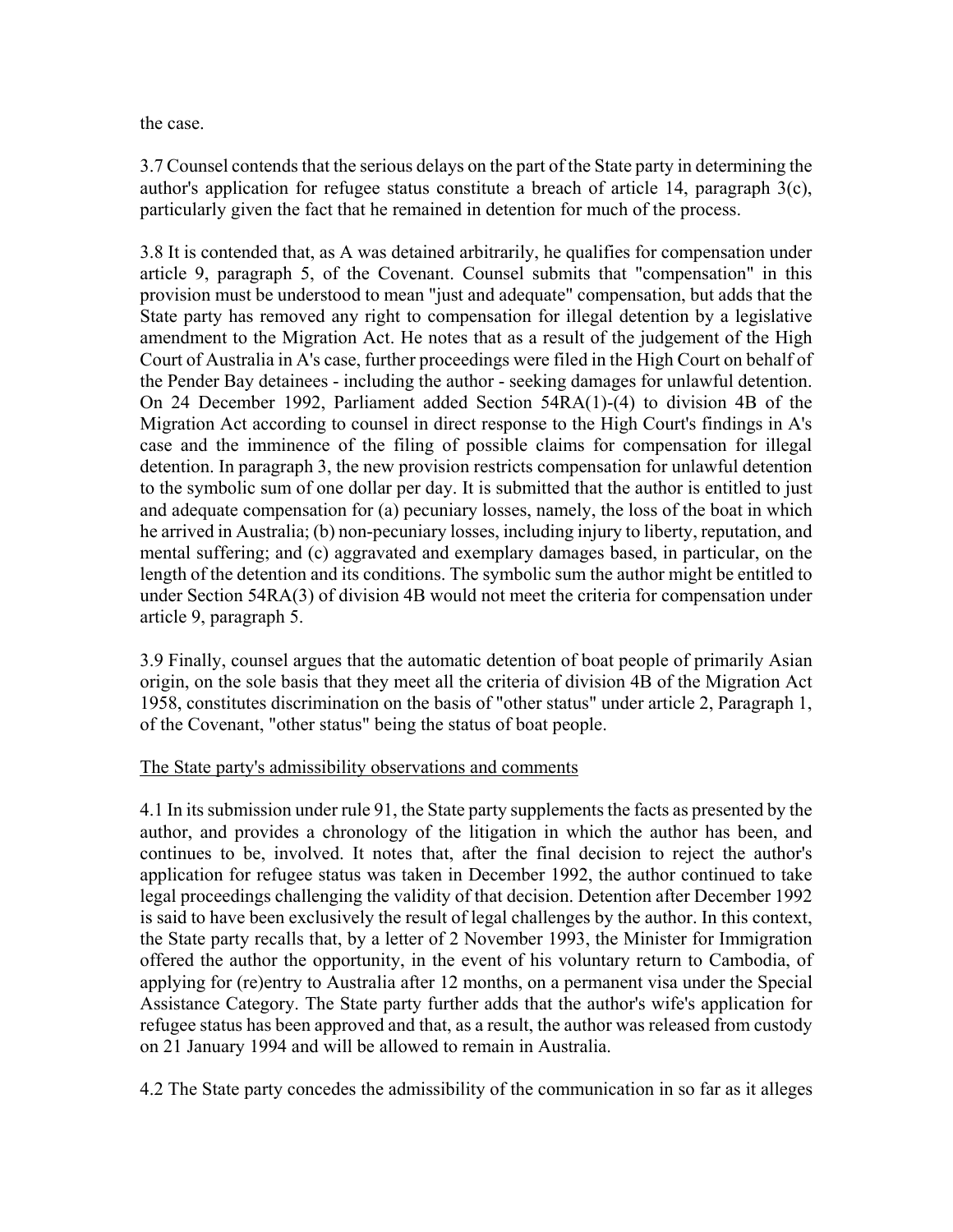the case.

3.7 Counsel contends that the serious delays on the part of the State party in determining the author's application for refugee status constitute a breach of article 14, paragraph 3(c), particularly given the fact that he remained in detention for much of the process.

3.8 It is contended that, as A was detained arbitrarily, he qualifies for compensation under article 9, paragraph 5, of the Covenant. Counsel submits that "compensation" in this provision must be understood to mean "just and adequate" compensation, but adds that the State party has removed any right to compensation for illegal detention by a legislative amendment to the Migration Act. He notes that as a result of the judgement of the High Court of Australia in A's case, further proceedings were filed in the High Court on behalf of the Pender Bay detainees - including the author - seeking damages for unlawful detention. On 24 December 1992, Parliament added Section 54RA(1)-(4) to division 4B of the Migration Act according to counsel in direct response to the High Court's findings in A's case and the imminence of the filing of possible claims for compensation for illegal detention. In paragraph 3, the new provision restricts compensation for unlawful detention to the symbolic sum of one dollar per day. It is submitted that the author is entitled to just and adequate compensation for (a) pecuniary losses, namely, the loss of the boat in which he arrived in Australia; (b) non-pecuniary losses, including injury to liberty, reputation, and mental suffering; and (c) aggravated and exemplary damages based, in particular, on the length of the detention and its conditions. The symbolic sum the author might be entitled to under Section 54RA(3) of division 4B would not meet the criteria for compensation under article 9, paragraph 5.

3.9 Finally, counsel argues that the automatic detention of boat people of primarily Asian origin, on the sole basis that they meet all the criteria of division 4B of the Migration Act 1958, constitutes discrimination on the basis of "other status" under article 2, Paragraph 1, of the Covenant, "other status" being the status of boat people.

The State party's admissibility observations and comments

4.1 In its submission under rule 91, the State party supplements the facts as presented by the author, and provides a chronology of the litigation in which the author has been, and continues to be, involved. It notes that, after the final decision to reject the author's application for refugee status was taken in December 1992, the author continued to take legal proceedings challenging the validity of that decision. Detention after December 1992 is said to have been exclusively the result of legal challenges by the author. In this context, the State party recalls that, by a letter of 2 November 1993, the Minister for Immigration offered the author the opportunity, in the event of his voluntary return to Cambodia, of applying for (re)entry to Australia after 12 months, on a permanent visa under the Special Assistance Category. The State party further adds that the author's wife's application for refugee status has been approved and that, as a result, the author was released from custody on 21 January 1994 and will be allowed to remain in Australia.

4.2 The State party concedes the admissibility of the communication in so far as it alleges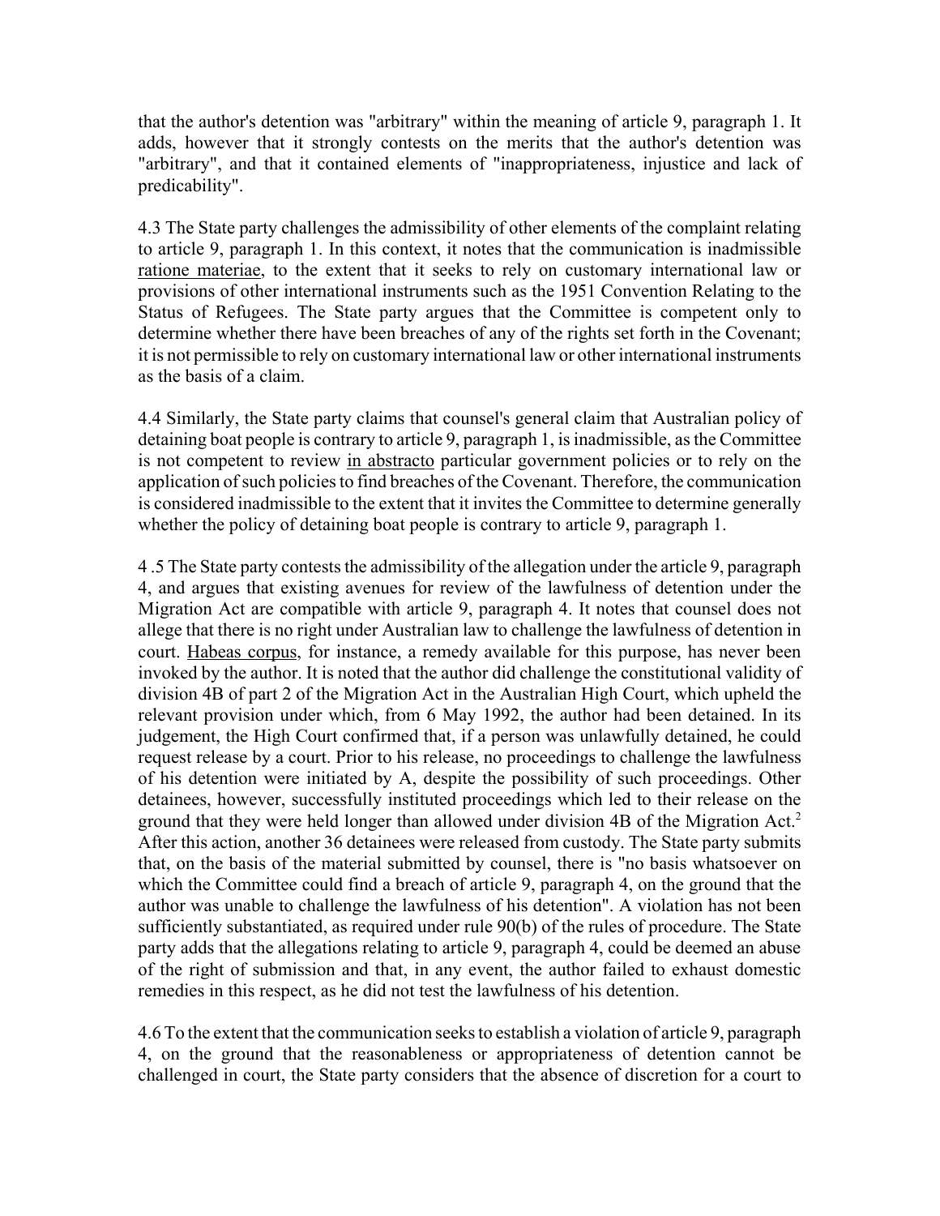that the author's detention was "arbitrary" within the meaning of article 9, paragraph 1. It adds, however that it strongly contests on the merits that the author's detention was "arbitrary", and that it contained elements of "inappropriateness, injustice and lack of predicability".

4.3 The State party challenges the admissibility of other elements of the complaint relating to article 9, paragraph 1. In this context, it notes that the communication is inadmissible ratione materiae, to the extent that it seeks to rely on customary international law or provisions of other international instruments such as the 1951 Convention Relating to the Status of Refugees. The State party argues that the Committee is competent only to determine whether there have been breaches of any of the rights set forth in the Covenant; it is not permissible to rely on customary international law or other international instruments as the basis of a claim.

4.4 Similarly, the State party claims that counsel's general claim that Australian policy of detaining boat people is contrary to article 9, paragraph 1, is inadmissible, as the Committee is not competent to review in abstracto particular government policies or to rely on the application of such policies to find breaches of the Covenant. Therefore, the communication is considered inadmissible to the extent that it invites the Committee to determine generally whether the policy of detaining boat people is contrary to article 9, paragraph 1.

4 .5 The State party contests the admissibility of the allegation under the article 9, paragraph 4, and argues that existing avenues for review of the lawfulness of detention under the Migration Act are compatible with article 9, paragraph 4. It notes that counsel does not allege that there is no right under Australian law to challenge the lawfulness of detention in court. Habeas corpus, for instance, a remedy available for this purpose, has never been invoked by the author. It is noted that the author did challenge the constitutional validity of division 4B of part 2 of the Migration Act in the Australian High Court, which upheld the relevant provision under which, from 6 May 1992, the author had been detained. In its judgement, the High Court confirmed that, if a person was unlawfully detained, he could request release by a court. Prior to his release, no proceedings to challenge the lawfulness of his detention were initiated by A, despite the possibility of such proceedings. Other detainees, however, successfully instituted proceedings which led to their release on the ground that they were held longer than allowed under division 4B of the Migration Act.[2] After this action, another 36 detainees were released from custody. The State party submits that, on the basis of the material submitted by counsel, there is "no basis whatsoever on which the Committee could find a breach of article 9, paragraph 4, on the ground that the author was unable to challenge the lawfulness of his detention". A violation has not been sufficiently substantiated, as required under rule 90(b) of the rules of procedure. The State party adds that the allegations relating to article 9, paragraph 4, could be deemed an abuse of the right of submission and that, in any event, the author failed to exhaust domestic remedies in this respect, as he did not test the lawfulness of his detention.

4.6 To the extent that the communication seeks to establish a violation of article 9, paragraph 4, on the ground that the reasonableness or appropriateness of detention cannot be challenged in court, the State party considers that the absence of discretion for a court to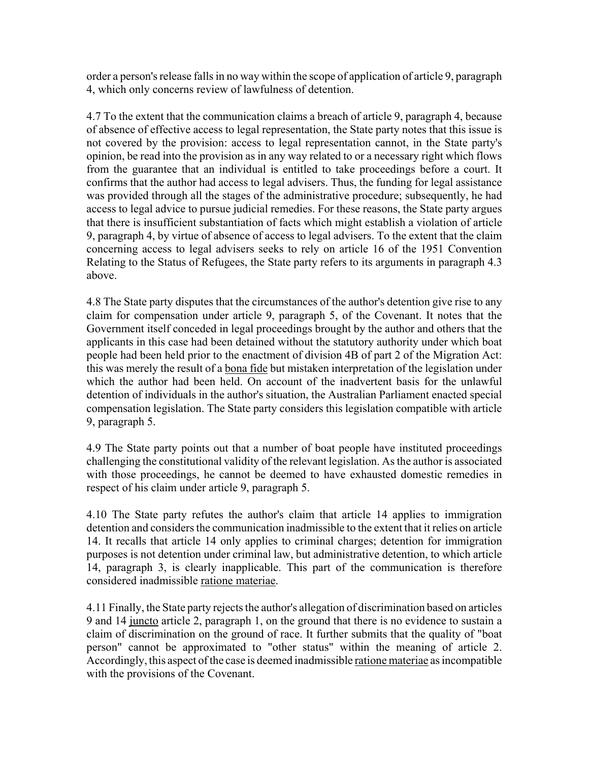order a person's release falls in no way within the scope of application of article 9, paragraph 4, which only concerns review of lawfulness of detention.

4.7 To the extent that the communication claims a breach of article 9, paragraph 4, because of absence of effective access to legal representation, the State party notes that this issue is not covered by the provision: access to legal representation cannot, in the State party's opinion, be read into the provision as in any way related to or a necessary right which flows from the guarantee that an individual is entitled to take proceedings before a court. It confirms that the author had access to legal advisers. Thus, the funding for legal assistance was provided through all the stages of the administrative procedure; subsequently, he had access to legal advice to pursue judicial remedies. For these reasons, the State party argues that there is insufficient substantiation of facts which might establish a violation of article 9, paragraph 4, by virtue of absence of access to legal advisers. To the extent that the claim concerning access to legal advisers seeks to rely on article 16 of the 1951 Convention Relating to the Status of Refugees, the State party refers to its arguments in paragraph 4.3 above.

4.8 The State party disputes that the circumstances of the author's detention give rise to any claim for compensation under article 9, paragraph 5, of the Covenant. It notes that the Government itself conceded in legal proceedings brought by the author and others that the applicants in this case had been detained without the statutory authority under which boat people had been held prior to the enactment of division 4B of part 2 of the Migration Act: this was merely the result of a bona fide but mistaken interpretation of the legislation under which the author had been held. On account of the inadvertent basis for the unlawful detention of individuals in the author's situation, the Australian Parliament enacted special compensation legislation. The State party considers this legislation compatible with article 9, paragraph 5.

4.9 The State party points out that a number of boat people have instituted proceedings challenging the constitutional validity of the relevant legislation. As the author is associated with those proceedings, he cannot be deemed to have exhausted domestic remedies in respect of his claim under article 9, paragraph 5.

4.10 The State party refutes the author's claim that article 14 applies to immigration detention and considers the communication inadmissible to the extent that it relies on article 14. It recalls that article 14 only applies to criminal charges; detention for immigration purposes is not detention under criminal law, but administrative detention, to which article 14, paragraph 3, is clearly inapplicable. This part of the communication is therefore considered inadmissible ratione materiae.

4.11 Finally, the State party rejects the author's allegation of discrimination based on articles 9 and 14 juncto article 2, paragraph 1, on the ground that there is no evidence to sustain a claim of discrimination on the ground of race. It further submits that the quality of "boat person" cannot be approximated to "other status" within the meaning of article 2. Accordingly, this aspect of the case is deemed inadmissible ratione materiae as incompatible with the provisions of the Covenant.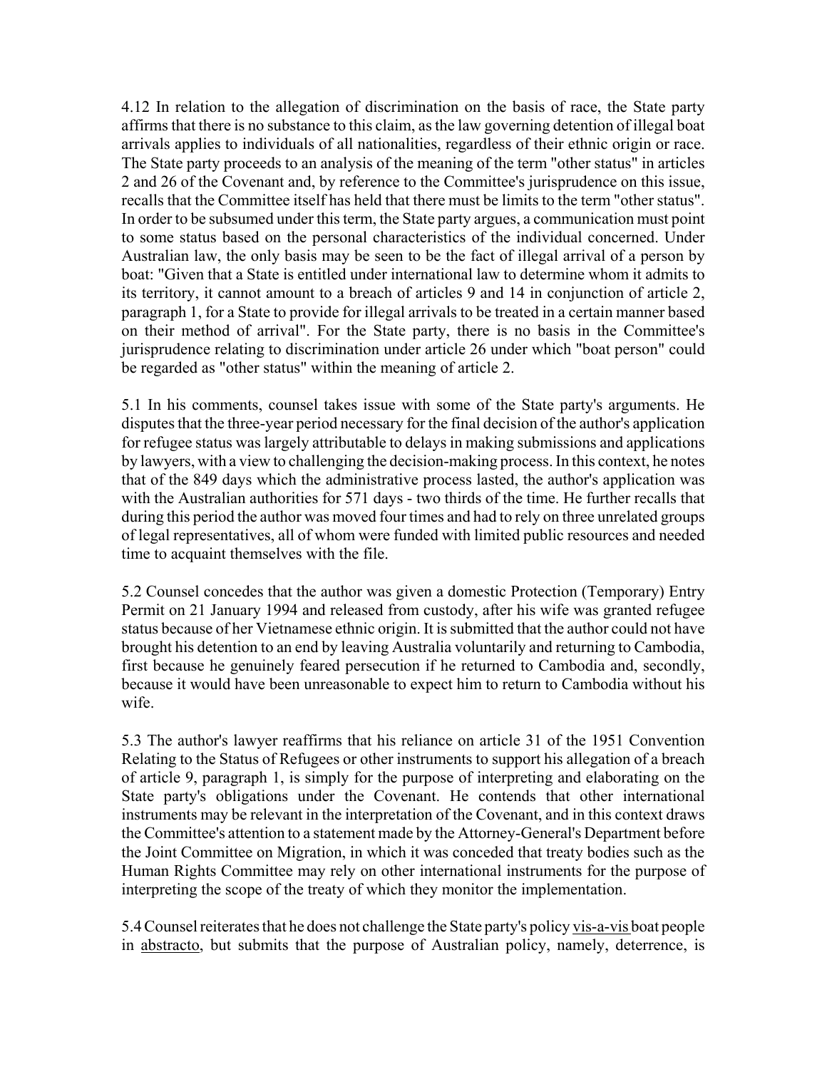4.12 In relation to the allegation of discrimination on the basis of race, the State party affirms that there is no substance to this claim, as the law governing detention of illegal boat arrivals applies to individuals of all nationalities, regardless of their ethnic origin or race. The State party proceeds to an analysis of the meaning of the term "other status" in articles 2 and 26 of the Covenant and, by reference to the Committee's jurisprudence on this issue, recalls that the Committee itself has held that there must be limits to the term "other status". In order to be subsumed under this term, the State party argues, a communication must point to some status based on the personal characteristics of the individual concerned. Under Australian law, the only basis may be seen to be the fact of illegal arrival of a person by boat: "Given that a State is entitled under international law to determine whom it admits to its territory, it cannot amount to a breach of articles 9 and 14 in conjunction of article 2, paragraph 1, for a State to provide for illegal arrivals to be treated in a certain manner based on their method of arrival". For the State party, there is no basis in the Committee's jurisprudence relating to discrimination under article 26 under which "boat person" could be regarded as "other status" within the meaning of article 2.

5.1 In his comments, counsel takes issue with some of the State party's arguments. He disputes that the three-year period necessary for the final decision of the author's application for refugee status was largely attributable to delays in making submissions and applications by lawyers, with a view to challenging the decision-making process. In this context, he notes that of the 849 days which the administrative process lasted, the author's application was with the Australian authorities for 571 days - two thirds of the time. He further recalls that during this period the author was moved four times and had to rely on three unrelated groups of legal representatives, all of whom were funded with limited public resources and needed time to acquaint themselves with the file.

5.2 Counsel concedes that the author was given a domestic Protection (Temporary) Entry Permit on 21 January 1994 and released from custody, after his wife was granted refugee status because of her Vietnamese ethnic origin. It is submitted that the author could not have brought his detention to an end by leaving Australia voluntarily and returning to Cambodia, first because he genuinely feared persecution if he returned to Cambodia and, secondly, because it would have been unreasonable to expect him to return to Cambodia without his wife.

5.3 The author's lawyer reaffirms that his reliance on article 31 of the 1951 Convention Relating to the Status of Refugees or other instruments to support his allegation of a breach of article 9, paragraph 1, is simply for the purpose of interpreting and elaborating on the State party's obligations under the Covenant. He contends that other international instruments may be relevant in the interpretation of the Covenant, and in this context draws the Committee's attention to a statement made by the Attorney-General's Department before the Joint Committee on Migration, in which it was conceded that treaty bodies such as the Human Rights Committee may rely on other international instruments for the purpose of interpreting the scope of the treaty of which they monitor the implementation.

5.4 Counsel reiterates that he does not challenge the State party's policy vis-a-vis boat people in abstracto, but submits that the purpose of Australian policy, namely, deterrence, is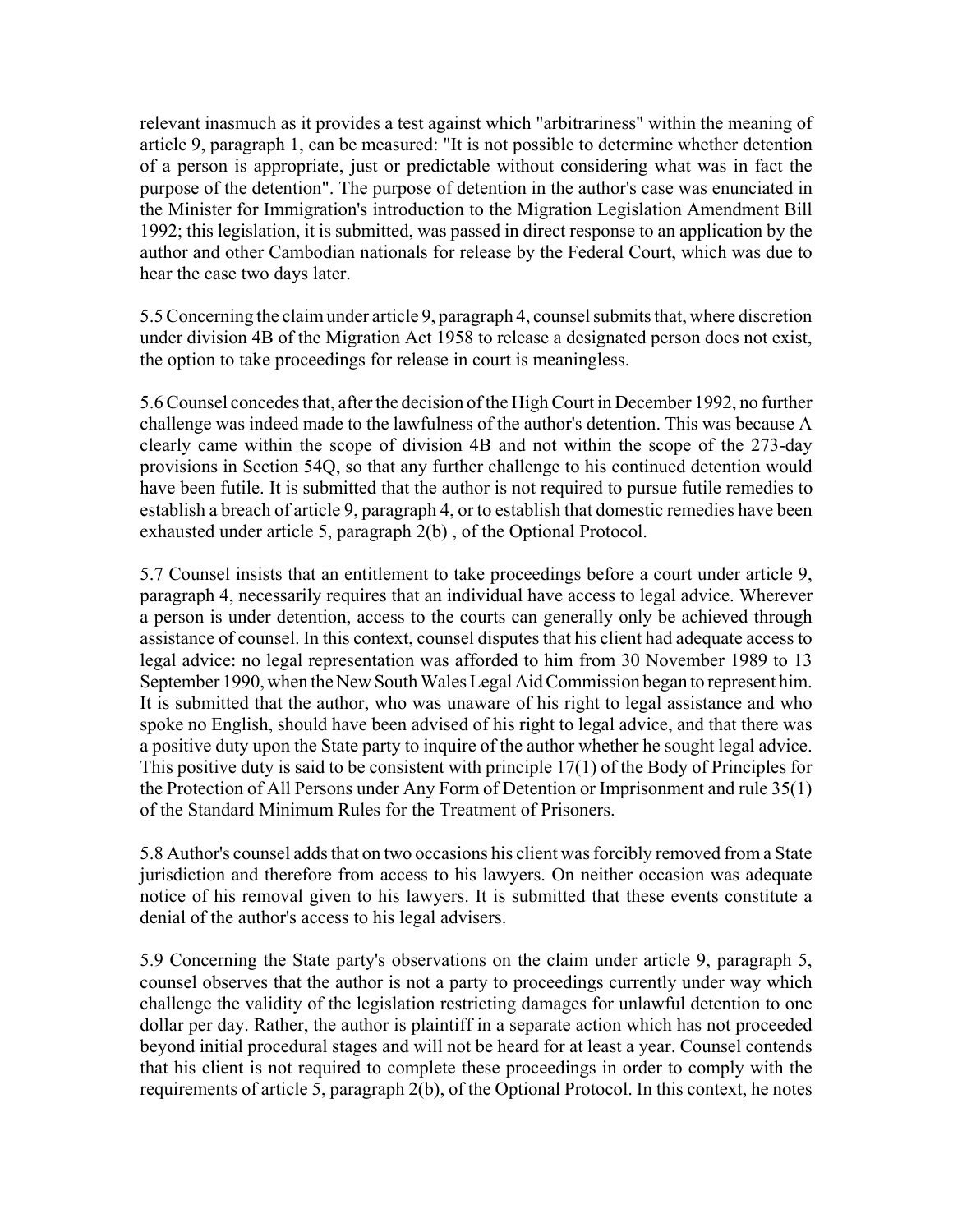relevant inasmuch as it provides a test against which "arbitrariness" within the meaning of article 9, paragraph 1, can be measured: "It is not possible to determine whether detention of a person is appropriate, just or predictable without considering what was in fact the purpose of the detention". The purpose of detention in the author's case was enunciated in the Minister for Immigration's introduction to the Migration Legislation Amendment Bill 1992; this legislation, it is submitted, was passed in direct response to an application by the author and other Cambodian nationals for release by the Federal Court, which was due to hear the case two days later.

5.5 Concerning the claim under article 9, paragraph 4, counsel submits that, where discretion under division 4B of the Migration Act 1958 to release a designated person does not exist, the option to take proceedings for release in court is meaningless.

5.6 Counsel concedes that, after the decision of the High Court in December 1992, no further challenge was indeed made to the lawfulness of the author's detention. This was because A clearly came within the scope of division 4B and not within the scope of the 273-day provisions in Section 54Q, so that any further challenge to his continued detention would have been futile. It is submitted that the author is not required to pursue futile remedies to establish a breach of article 9, paragraph 4, or to establish that domestic remedies have been exhausted under article 5, paragraph 2(b) , of the Optional Protocol.

5.7 Counsel insists that an entitlement to take proceedings before a court under article 9, paragraph 4, necessarily requires that an individual have access to legal advice. Wherever a person is under detention, access to the courts can generally only be achieved through assistance of counsel. In this context, counsel disputes that his client had adequate access to legal advice: no legal representation was afforded to him from 30 November 1989 to 13 September 1990, when the New South Wales Legal Aid Commission began to represent him. It is submitted that the author, who was unaware of his right to legal assistance and who spoke no English, should have been advised of his right to legal advice, and that there was a positive duty upon the State party to inquire of the author whether he sought legal advice. This positive duty is said to be consistent with principle 17(1) of the Body of Principles for the Protection of All Persons under Any Form of Detention or Imprisonment and rule 35(1) of the Standard Minimum Rules for the Treatment of Prisoners.

5.8 Author's counsel adds that on two occasions his client was forcibly removed from a State jurisdiction and therefore from access to his lawyers. On neither occasion was adequate notice of his removal given to his lawyers. It is submitted that these events constitute a denial of the author's access to his legal advisers.

5.9 Concerning the State party's observations on the claim under article 9, paragraph 5, counsel observes that the author is not a party to proceedings currently under way which challenge the validity of the legislation restricting damages for unlawful detention to one dollar per day. Rather, the author is plaintiff in a separate action which has not proceeded beyond initial procedural stages and will not be heard for at least a year. Counsel contends that his client is not required to complete these proceedings in order to comply with the requirements of article 5, paragraph 2(b), of the Optional Protocol. In this context, he notes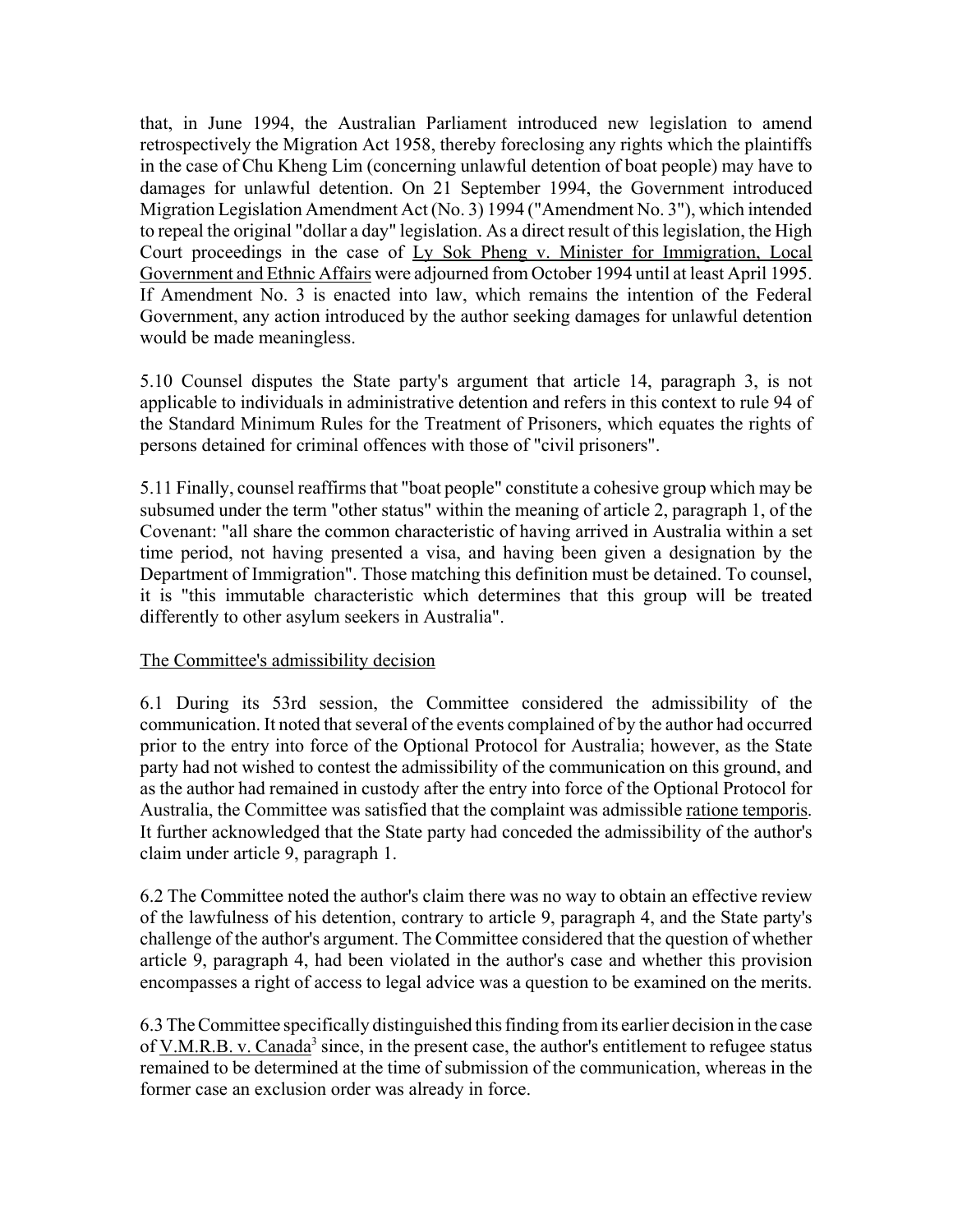that, in June 1994, the Australian Parliament introduced new legislation to amend retrospectively the Migration Act 1958, thereby foreclosing any rights which the plaintiffs in the case of Chu Kheng Lim (concerning unlawful detention of boat people) may have to damages for unlawful detention. On 21 September 1994, the Government introduced Migration Legislation Amendment Act (No. 3) 1994 ("Amendment No. 3"), which intended to repeal the original "dollar a day" legislation. As a direct result of this legislation, the High Court proceedings in the case of Ly Sok Pheng v. Minister for Immigration, Local Government and Ethnic Affairs were adjourned from October 1994 until at least April 1995. If Amendment No. 3 is enacted into law, which remains the intention of the Federal Government, any action introduced by the author seeking damages for unlawful detention would be made meaningless.

5.10 Counsel disputes the State party's argument that article 14, paragraph 3, is not applicable to individuals in administrative detention and refers in this context to rule 94 of the Standard Minimum Rules for the Treatment of Prisoners, which equates the rights of persons detained for criminal offences with those of "civil prisoners".

5.11 Finally, counsel reaffirms that "boat people" constitute a cohesive group which may be subsumed under the term "other status" within the meaning of article 2, paragraph 1, of the Covenant: "all share the common characteristic of having arrived in Australia within a set time period, not having presented a visa, and having been given a designation by the Department of Immigration". Those matching this definition must be detained. To counsel, it is "this immutable characteristic which determines that this group will be treated differently to other asylum seekers in Australia".

## The Committee's admissibility decision

6.1 During its 53rd session, the Committee considered the admissibility of the communication. It noted that several of the events complained of by the author had occurred prior to the entry into force of the Optional Protocol for Australia; however, as the State party had not wished to contest the admissibility of the communication on this ground, and as the author had remained in custody after the entry into force of the Optional Protocol for Australia, the Committee was satisfied that the complaint was admissible ratione temporis. It further acknowledged that the State party had conceded the admissibility of the author's claim under article 9, paragraph 1.

6.2 The Committee noted the author's claim there was no way to obtain an effective review of the lawfulness of his detention, contrary to article 9, paragraph 4, and the State party's challenge of the author's argument. The Committee considered that the question of whether article 9, paragraph 4, had been violated in the author's case and whether this provision encompasses a right of access to legal advice was a question to be examined on the merits.

6.3 The Committee specifically distinguished this finding from its earlier decision in the case of V.M.R.B. v. Canada[3] since, in the present case, the author's entitlement to refugee status remained to be determined at the time of submission of the communication, whereas in the former case an exclusion order was already in force.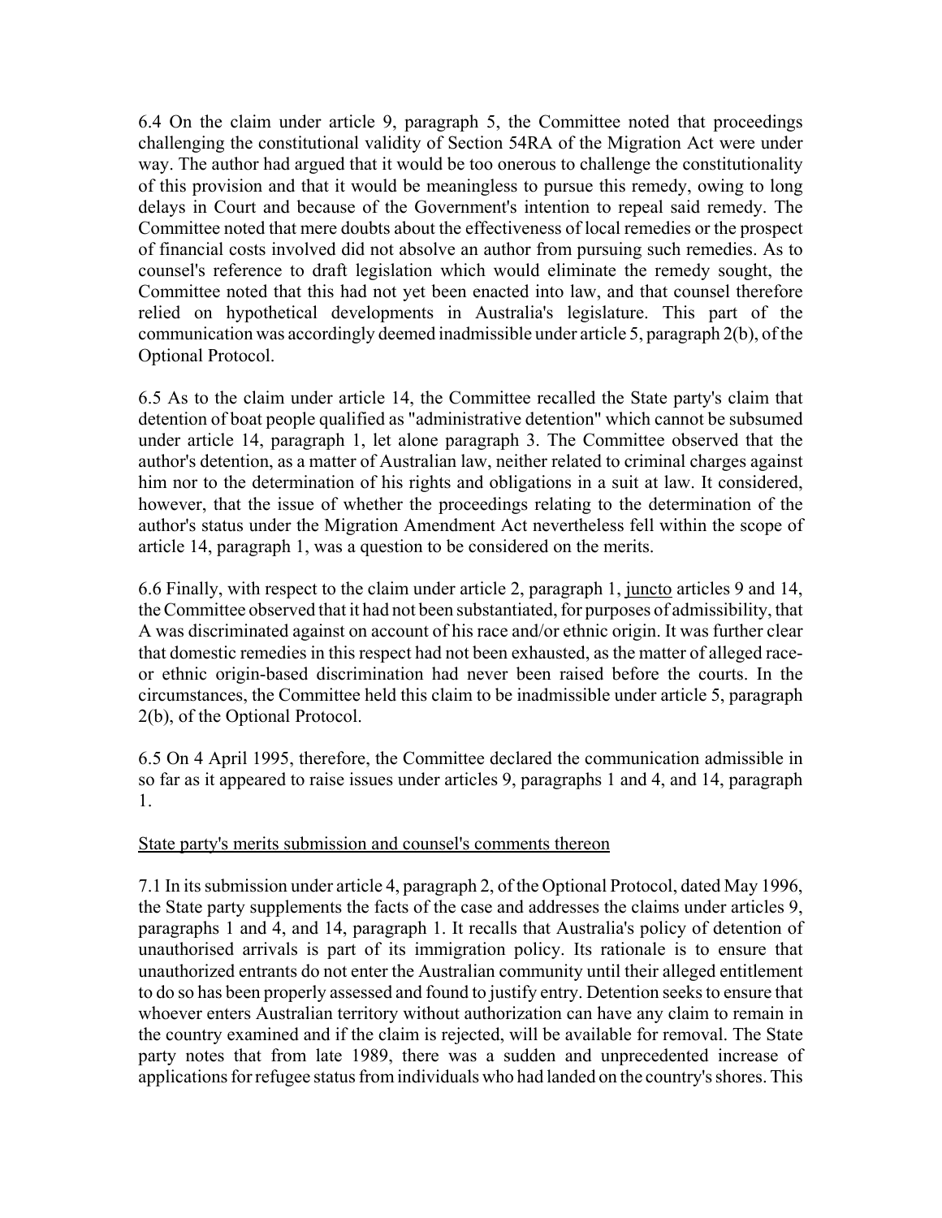6.4 On the claim under article 9, paragraph 5, the Committee noted that proceedings challenging the constitutional validity of Section 54RA of the Migration Act were under way. The author had argued that it would be too onerous to challenge the constitutionality of this provision and that it would be meaningless to pursue this remedy, owing to long delays in Court and because of the Government's intention to repeal said remedy. The Committee noted that mere doubts about the effectiveness of local remedies or the prospect of financial costs involved did not absolve an author from pursuing such remedies. As to counsel's reference to draft legislation which would eliminate the remedy sought, the Committee noted that this had not yet been enacted into law, and that counsel therefore relied on hypothetical developments in Australia's legislature. This part of the communication was accordingly deemed inadmissible under article 5, paragraph 2(b), of the Optional Protocol.

6.5 As to the claim under article 14, the Committee recalled the State party's claim that detention of boat people qualified as "administrative detention" which cannot be subsumed under article 14, paragraph 1, let alone paragraph 3. The Committee observed that the author's detention, as a matter of Australian law, neither related to criminal charges against him nor to the determination of his rights and obligations in a suit at law. It considered, however, that the issue of whether the proceedings relating to the determination of the author's status under the Migration Amendment Act nevertheless fell within the scope of article 14, paragraph 1, was a question to be considered on the merits.

6.6 Finally, with respect to the claim under article 2, paragraph 1, juncto articles 9 and 14, the Committee observed that it had not been substantiated, for purposes of admissibility, that A was discriminated against on account of his race and/or ethnic origin. It was further clear that domestic remedies in this respect had not been exhausted, as the matter of alleged race- or ethnic origin-based discrimination had never been raised before the courts. In the circumstances, the Committee held this claim to be inadmissible under article 5, paragraph 2(b), of the Optional Protocol.

6.5 On 4 April 1995, therefore, the Committee declared the communication admissible in so far as it appeared to raise issues under articles 9, paragraphs 1 and 4, and 14, paragraph 1.

State party's merits submission and counsel's comments thereon

7.1 In its submission under article 4, paragraph 2, of the Optional Protocol, dated May 1996, the State party supplements the facts of the case and addresses the claims under articles 9, paragraphs 1 and 4, and 14, paragraph 1. It recalls that Australia's policy of detention of unauthorised arrivals is part of its immigration policy. Its rationale is to ensure that unauthorized entrants do not enter the Australian community until their alleged entitlement to do so has been properly assessed and found to justify entry. Detention seeks to ensure that whoever enters Australian territory without authorization can have any claim to remain in the country examined and if the claim is rejected, will be available for removal. The State party notes that from late 1989, there was a sudden and unprecedented increase of applications for refugee status from individuals who had landed on the country's shores. This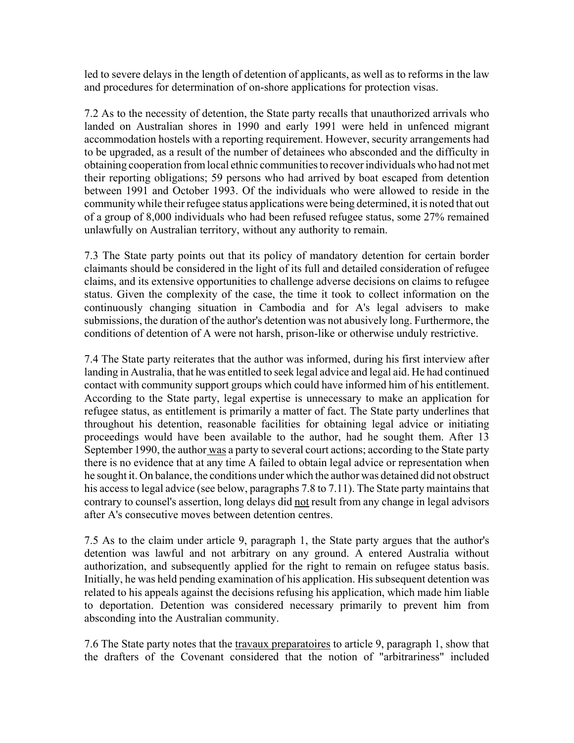led to severe delays in the length of detention of applicants, as well as to reforms in the law and procedures for determination of on-shore applications for protection visas.

7.2 As to the necessity of detention, the State party recalls that unauthorized arrivals who landed on Australian shores in 1990 and early 1991 were held in unfenced migrant accommodation hostels with a reporting requirement. However, security arrangements had to be upgraded, as a result of the number of detainees who absconded and the difficulty in obtaining cooperation from local ethnic communities to recover individuals who had not met their reporting obligations; 59 persons who had arrived by boat escaped from detention between 1991 and October 1993. Of the individuals who were allowed to reside in the community while their refugee status applications were being determined, it is noted that out of a group of 8,000 individuals who had been refused refugee status, some 27% remained unlawfully on Australian territory, without any authority to remain.

7.3 The State party points out that its policy of mandatory detention for certain border claimants should be considered in the light of its full and detailed consideration of refugee claims, and its extensive opportunities to challenge adverse decisions on claims to refugee status. Given the complexity of the case, the time it took to collect information on the continuously changing situation in Cambodia and for A's legal advisers to make submissions, the duration of the author's detention was not abusively long. Furthermore, the conditions of detention of A were not harsh, prison-like or otherwise unduly restrictive.

7.4 The State party reiterates that the author was informed, during his first interview after landing in Australia, that he was entitled to seek legal advice and legal aid. He had continued contact with community support groups which could have informed him of his entitlement. According to the State party, legal expertise is unnecessary to make an application for refugee status, as entitlement is primarily a matter of fact. The State party underlines that throughout his detention, reasonable facilities for obtaining legal advice or initiating proceedings would have been available to the author, had he sought them. After 13 September 1990, the author was a party to several court actions; according to the State party there is no evidence that at any time A failed to obtain legal advice or representation when he sought it. On balance, the conditions under which the author was detained did not obstruct his access to legal advice (see below, paragraphs 7.8 to 7.11). The State party maintains that contrary to counsel's assertion, long delays did not result from any change in legal advisors after A's consecutive moves between detention centres.

7.5 As to the claim under article 9, paragraph 1, the State party argues that the author's detention was lawful and not arbitrary on any ground. A entered Australia without authorization, and subsequently applied for the right to remain on refugee status basis. Initially, he was held pending examination of his application. His subsequent detention was related to his appeals against the decisions refusing his application, which made him liable to deportation. Detention was considered necessary primarily to prevent him from absconding into the Australian community.

7.6 The State party notes that the travaux preparatoires to article 9, paragraph 1, show that the drafters of the Covenant considered that the notion of "arbitrariness" included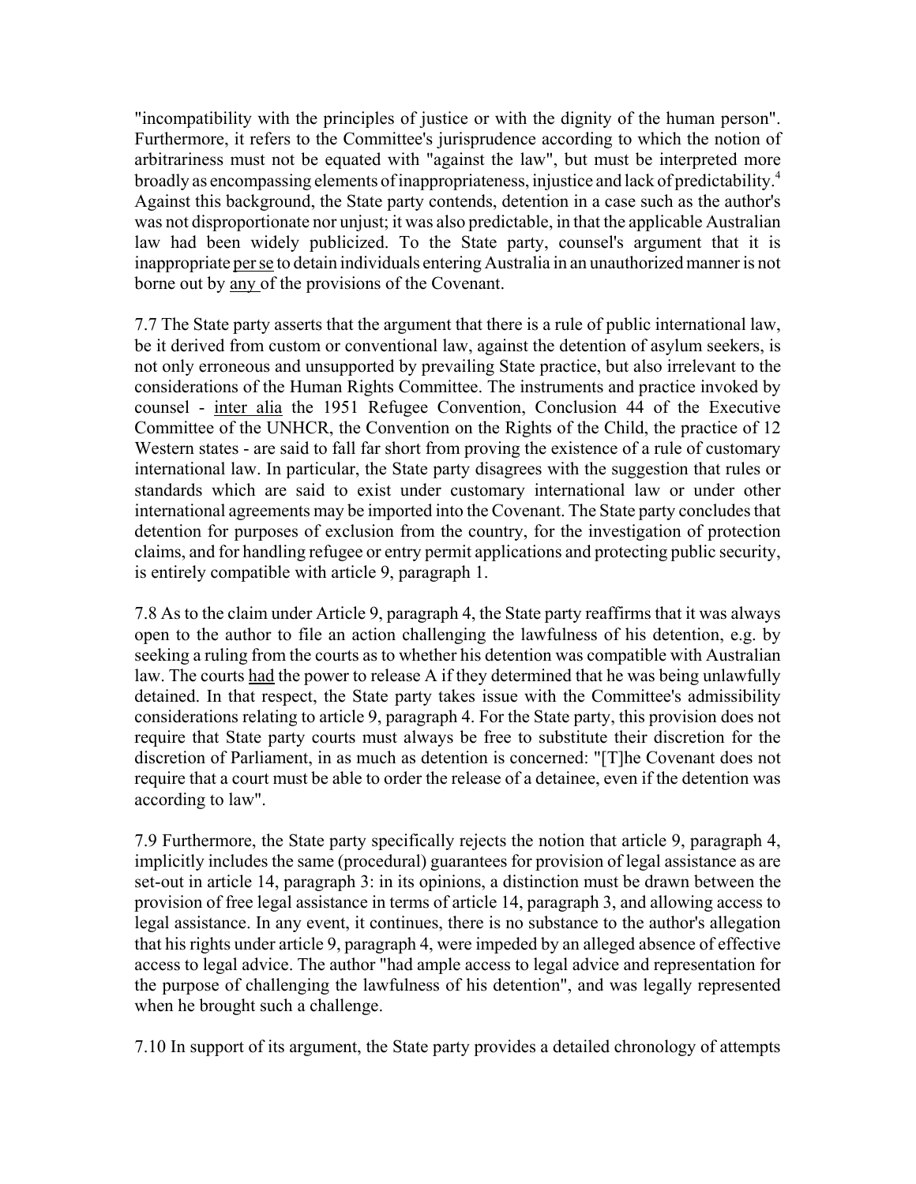"incompatibility with the principles of justice or with the dignity of the human person". Furthermore, it refers to the Committee's jurisprudence according to which the notion of arbitrariness must not be equated with "against the law", but must be interpreted more broadly as encompassing elements of inappropriateness, injustice and lack of predictability.[4] Against this background, the State party contends, detention in a case such as the author's was not disproportionate nor unjust; it was also predictable, in that the applicable Australian law had been widely publicized. To the State party, counsel's argument that it is inappropriate _per se_ to detain individuals entering Australia in an unauthorized manner is not borne out by _any_ of the provisions of the Covenant.

7.7 The State party asserts that the argument that there is a rule of public international law, be it derived from custom or conventional law, against the detention of asylum seekers, is not only erroneous and unsupported by prevailing State practice, but also irrelevant to the considerations of the Human Rights Committee. The instruments and practice invoked by counsel - _inter alia_ the 1951 Refugee Convention, Conclusion 44 of the Executive Committee of the UNHCR, the Convention on the Rights of the Child, the practice of 12 Western states - are said to fall far short from proving the existence of a rule of customary international law. In particular, the State party disagrees with the suggestion that rules or standards which are said to exist under customary international law or under other international agreements may be imported into the Covenant. The State party concludes that detention for purposes of exclusion from the country, for the investigation of protection claims, and for handling refugee or entry permit applications and protecting public security, is entirely compatible with article 9, paragraph 1.

7.8 As to the claim under Article 9, paragraph 4, the State party reaffirms that it was always open to the author to file an action challenging the lawfulness of his detention, e.g. by seeking a ruling from the courts as to whether his detention was compatible with Australian law. The courts _had_ the power to release A if they determined that he was being unlawfully detained. In that respect, the State party takes issue with the Committee's admissibility considerations relating to article 9, paragraph 4. For the State party, this provision does not require that State party courts must always be free to substitute their discretion for the discretion of Parliament, in as much as detention is concerned: "[T]he Covenant does not require that a court must be able to order the release of a detainee, even if the detention was according to law".

7.9 Furthermore, the State party specifically rejects the notion that article 9, paragraph 4, implicitly includes the same (procedural) guarantees for provision of legal assistance as are set-out in article 14, paragraph 3: in its opinions, a distinction must be drawn between the provision of free legal assistance in terms of article 14, paragraph 3, and allowing access to legal assistance. In any event, it continues, there is no substance to the author's allegation that his rights under article 9, paragraph 4, were impeded by an alleged absence of effective access to legal advice. The author "had ample access to legal advice and representation for the purpose of challenging the lawfulness of his detention", and was legally represented when he brought such a challenge.

7.10 In support of its argument, the State party provides a detailed chronology of attempts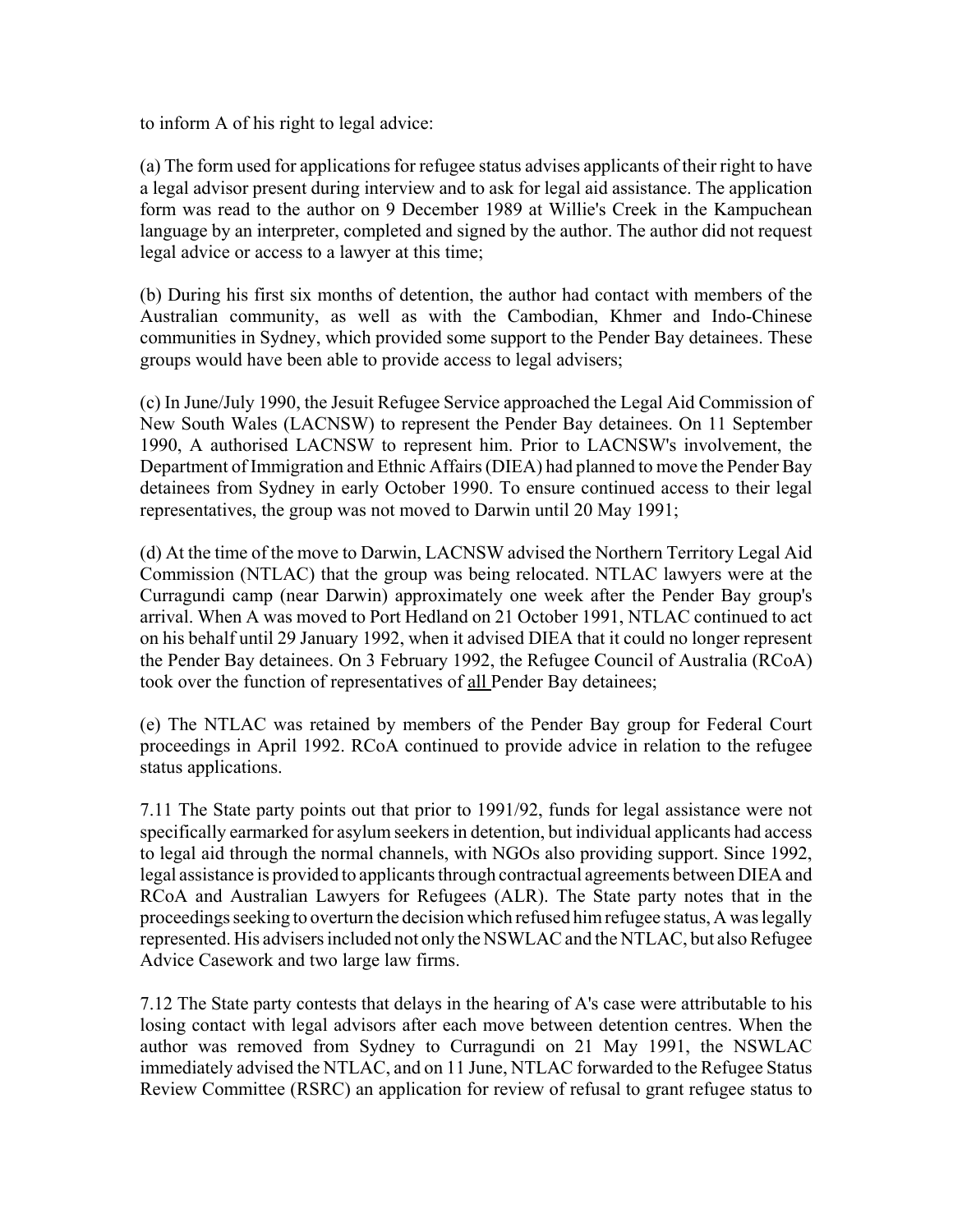to inform A of his right to legal advice:

(a) The form used for applications for refugee status advises applicants of their right to have a legal advisor present during interview and to ask for legal aid assistance. The application form was read to the author on 9 December 1989 at Willie's Creek in the Kampuchean language by an interpreter, completed and signed by the author. The author did not request legal advice or access to a lawyer at this time;

(b) During his first six months of detention, the author had contact with members of the Australian community, as well as with the Cambodian, Khmer and Indo-Chinese communities in Sydney, which provided some support to the Pender Bay detainees. These groups would have been able to provide access to legal advisers;

(c) In June/July 1990, the Jesuit Refugee Service approached the Legal Aid Commission of New South Wales (LACNSW) to represent the Pender Bay detainees. On 11 September 1990, A authorised LACNSW to represent him. Prior to LACNSW's involvement, the Department of Immigration and Ethnic Affairs (DIEA) had planned to move the Pender Bay detainees from Sydney in early October 1990. To ensure continued access to their legal representatives, the group was not moved to Darwin until 20 May 1991;

(d) At the time of the move to Darwin, LACNSW advised the Northern Territory Legal Aid Commission (NTLAC) that the group was being relocated. NTLAC lawyers were at the Curragundi camp (near Darwin) approximately one week after the Pender Bay group's arrival. When A was moved to Port Hedland on 21 October 1991, NTLAC continued to act on his behalf until 29 January 1992, when it advised DIEA that it could no longer represent the Pender Bay detainees. On 3 February 1992, the Refugee Council of Australia (RCoA) took over the function of representatives of <u>all</u> Pender Bay detainees;

(e) The NTLAC was retained by members of the Pender Bay group for Federal Court proceedings in April 1992. RCoA continued to provide advice in relation to the refugee status applications.

7.11 The State party points out that prior to 1991/92, funds for legal assistance were not specifically earmarked for asylum seekers in detention, but individual applicants had access to legal aid through the normal channels, with NGOs also providing support. Since 1992, legal assistance is provided to applicants through contractual agreements between DIEA and RCoA and Australian Lawyers for Refugees (ALR). The State party notes that in the proceedings seeking to overturn the decision which refused him refugee status, A was legally represented. His advisers included not only the NSWLAC and the NTLAC, but also Refugee Advice Casework and two large law firms.

7.12 The State party contests that delays in the hearing of A's case were attributable to his losing contact with legal advisors after each move between detention centres. When the author was removed from Sydney to Curragundi on 21 May 1991, the NSWLAC immediately advised the NTLAC, and on 11 June, NTLAC forwarded to the Refugee Status Review Committee (RSRC) an application for review of refusal to grant refugee status to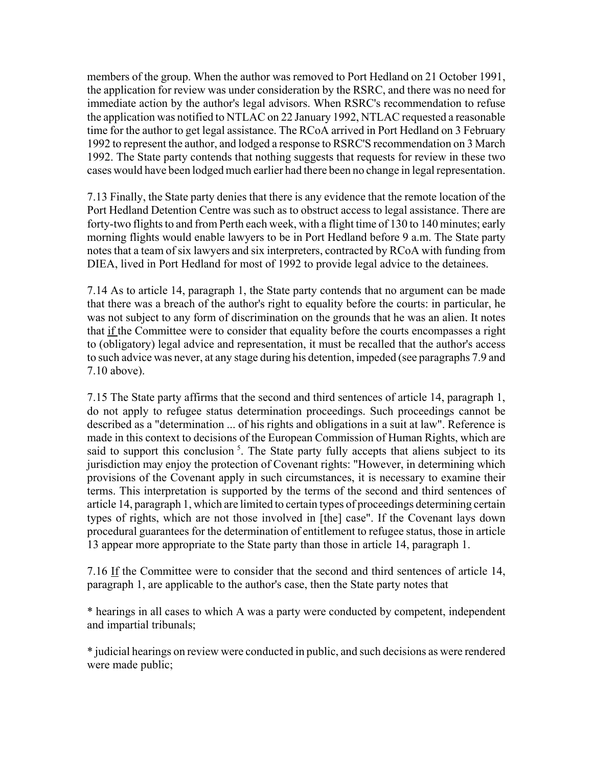members of the group. When the author was removed to Port Hedland on 21 October 1991, the application for review was under consideration by the RSRC, and there was no need for immediate action by the author's legal advisors. When RSRC's recommendation to refuse the application was notified to NTLAC on 22 January 1992, NTLAC requested a reasonable time for the author to get legal assistance. The RCoA arrived in Port Hedland on 3 February 1992 to represent the author, and lodged a response to RSRC'S recommendation on 3 March 1992. The State party contends that nothing suggests that requests for review in these two cases would have been lodged much earlier had there been no change in legal representation.

7.13 Finally, the State party denies that there is any evidence that the remote location of the Port Hedland Detention Centre was such as to obstruct access to legal assistance. There are forty-two flights to and from Perth each week, with a flight time of 130 to 140 minutes; early morning flights would enable lawyers to be in Port Hedland before 9 a.m. The State party notes that a team of six lawyers and six interpreters, contracted by RCoA with funding from DIEA, lived in Port Hedland for most of 1992 to provide legal advice to the detainees.

7.14 As to article 14, paragraph 1, the State party contends that no argument can be made that there was a breach of the author's right to equality before the courts: in particular, he was not subject to any form of discrimination on the grounds that he was an alien. It notes that <u>if</u> the Committee were to consider that equality before the courts encompasses a right to (obligatory) legal advice and representation, it must be recalled that the author's access to such advice was never, at any stage during his detention, impeded (see paragraphs 7.9 and 7.10 above).

7.15 The State party affirms that the second and third sentences of article 14, paragraph 1, do not apply to refugee status determination proceedings. Such proceedings cannot be described as a "determination ... of his rights and obligations in a suit at law". Reference is made in this context to decisions of the European Commission of Human Rights, which are said to support this conclusion [5]. The State party fully accepts that aliens subject to its jurisdiction may enjoy the protection of Covenant rights: "However, in determining which provisions of the Covenant apply in such circumstances, it is necessary to examine their terms. This interpretation is supported by the terms of the second and third sentences of article 14, paragraph 1, which are limited to certain types of proceedings determining certain types of rights, which are not those involved in [the] case". If the Covenant lays down procedural guarantees for the determination of entitlement to refugee status, those in article 13 appear more appropriate to the State party than those in article 14, paragraph 1.

7.16 <u>If</u> the Committee were to consider that the second and third sentences of article 14, paragraph 1, are applicable to the author's case, then the State party notes that

* hearings in all cases to which A was a party were conducted by competent, independent and impartial tribunals;

* judicial hearings on review were conducted in public, and such decisions as were rendered were made public;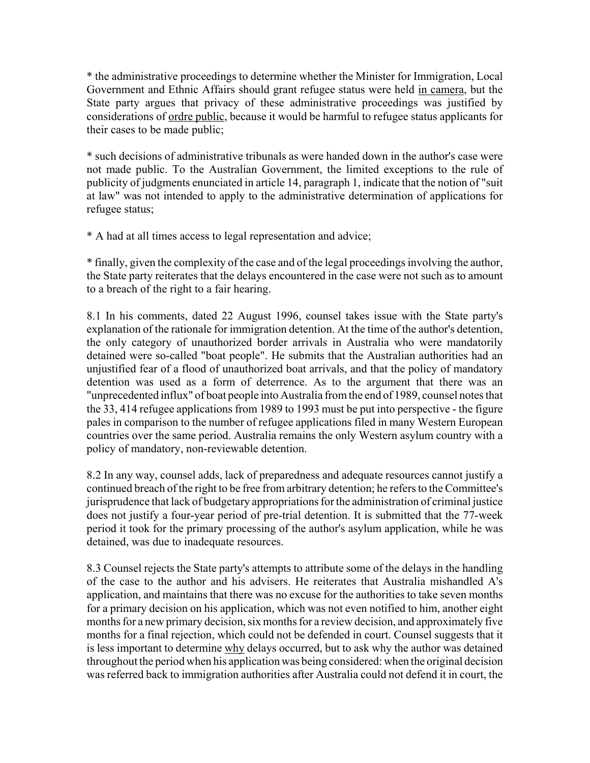* the administrative proceedings to determine whether the Minister for Immigration, Local Government and Ethnic Affairs should grant refugee status were held in camera, but the State party argues that privacy of these administrative proceedings was justified by considerations of ordre public, because it would be harmful to refugee status applicants for their cases to be made public;

* such decisions of administrative tribunals as were handed down in the author's case were not made public. To the Australian Government, the limited exceptions to the rule of publicity of judgments enunciated in article 14, paragraph 1, indicate that the notion of "suit at law" was not intended to apply to the administrative determination of applications for refugee status;

* A had at all times access to legal representation and advice;

* finally, given the complexity of the case and of the legal proceedings involving the author, the State party reiterates that the delays encountered in the case were not such as to amount to a breach of the right to a fair hearing.

8.1 In his comments, dated 22 August 1996, counsel takes issue with the State party's explanation of the rationale for immigration detention. At the time of the author's detention, the only category of unauthorized border arrivals in Australia who were mandatorily detained were so-called "boat people". He submits that the Australian authorities had an unjustified fear of a flood of unauthorized boat arrivals, and that the policy of mandatory detention was used as a form of deterrence. As to the argument that there was an "unprecedented influx" of boat people into Australia from the end of 1989, counsel notes that the 33, 414 refugee applications from 1989 to 1993 must be put into perspective - the figure pales in comparison to the number of refugee applications filed in many Western European countries over the same period. Australia remains the only Western asylum country with a policy of mandatory, non-reviewable detention.

8.2 In any way, counsel adds, lack of preparedness and adequate resources cannot justify a continued breach of the right to be free from arbitrary detention; he refers to the Committee's jurisprudence that lack of budgetary appropriations for the administration of criminal justice does not justify a four-year period of pre-trial detention. It is submitted that the 77-week period it took for the primary processing of the author's asylum application, while he was detained, was due to inadequate resources.

8.3 Counsel rejects the State party's attempts to attribute some of the delays in the handling of the case to the author and his advisers. He reiterates that Australia mishandled A's application, and maintains that there was no excuse for the authorities to take seven months for a primary decision on his application, which was not even notified to him, another eight months for a new primary decision, six months for a review decision, and approximately five months for a final rejection, which could not be defended in court. Counsel suggests that it is less important to determine why delays occurred, but to ask why the author was detained throughout the period when his application was being considered: when the original decision was referred back to immigration authorities after Australia could not defend it in court, the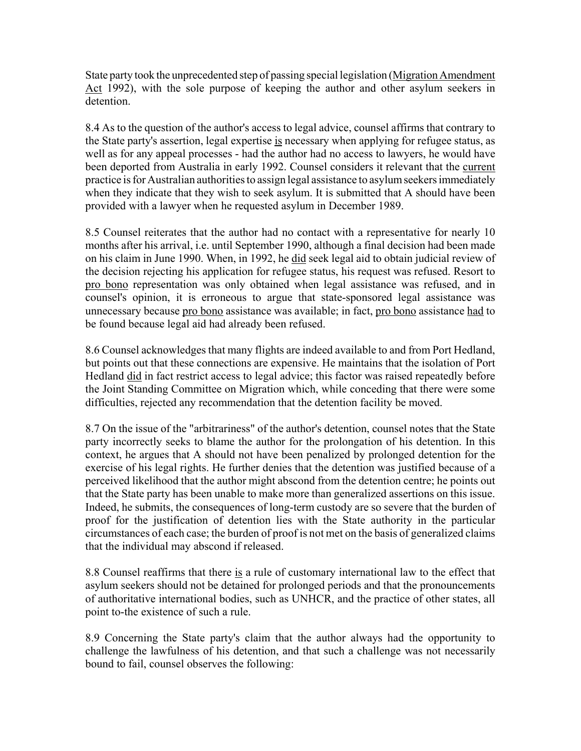State party took the unprecedented step of passing special legislation (Migration Amendment Act 1992), with the sole purpose of keeping the author and other asylum seekers in detention.

8.4 As to the question of the author's access to legal advice, counsel affirms that contrary to the State party's assertion, legal expertise is necessary when applying for refugee status, as well as for any appeal processes - had the author had no access to lawyers, he would have been deported from Australia in early 1992. Counsel considers it relevant that the current practice is for Australian authorities to assign legal assistance to asylum seekers immediately when they indicate that they wish to seek asylum. It is submitted that A should have been provided with a lawyer when he requested asylum in December 1989.

8.5 Counsel reiterates that the author had no contact with a representative for nearly 10 months after his arrival, i.e. until September 1990, although a final decision had been made on his claim in June 1990. When, in 1992, he did seek legal aid to obtain judicial review of the decision rejecting his application for refugee status, his request was refused. Resort to pro bono representation was only obtained when legal assistance was refused, and in counsel's opinion, it is erroneous to argue that state-sponsored legal assistance was unnecessary because pro bono assistance was available; in fact, pro bono assistance had to be found because legal aid had already been refused.

8.6 Counsel acknowledges that many flights are indeed available to and from Port Hedland, but points out that these connections are expensive. He maintains that the isolation of Port Hedland did in fact restrict access to legal advice; this factor was raised repeatedly before the Joint Standing Committee on Migration which, while conceding that there were some difficulties, rejected any recommendation that the detention facility be moved.

8.7 On the issue of the "arbitrariness" of the author's detention, counsel notes that the State party incorrectly seeks to blame the author for the prolongation of his detention. In this context, he argues that A should not have been penalized by prolonged detention for the exercise of his legal rights. He further denies that the detention was justified because of a perceived likelihood that the author might abscond from the detention centre; he points out that the State party has been unable to make more than generalized assertions on this issue. Indeed, he submits, the consequences of long-term custody are so severe that the burden of proof for the justification of detention lies with the State authority in the particular circumstances of each case; the burden of proof is not met on the basis of generalized claims that the individual may abscond if released.

8.8 Counsel reaffirms that there is a rule of customary international law to the effect that asylum seekers should not be detained for prolonged periods and that the pronouncements of authoritative international bodies, such as UNHCR, and the practice of other states, all point to-the existence of such a rule.

8.9 Concerning the State party's claim that the author always had the opportunity to challenge the lawfulness of his detention, and that such a challenge was not necessarily bound to fail, counsel observes the following: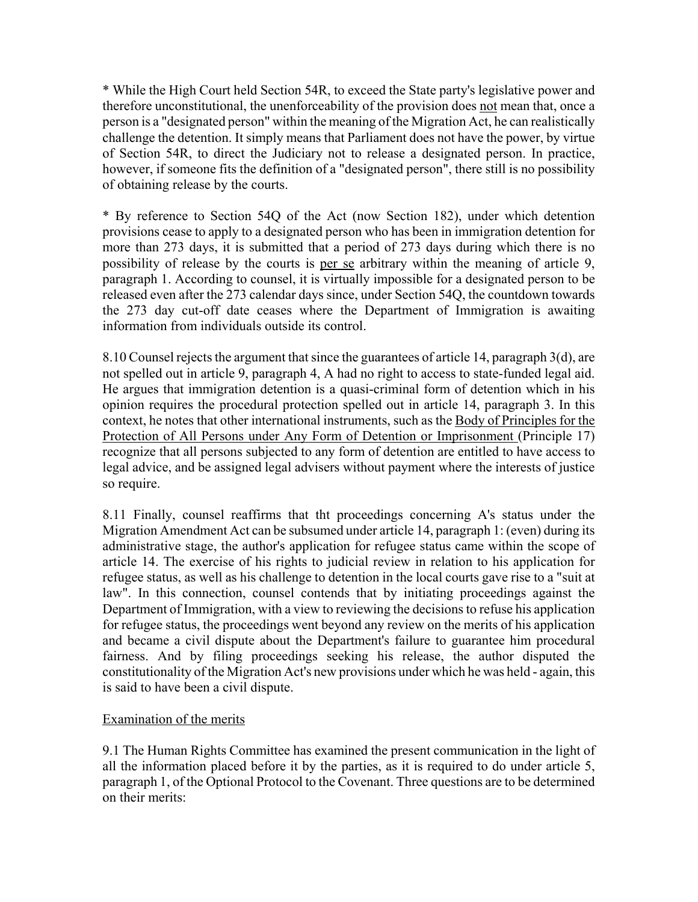* While the High Court held Section 54R, to exceed the State party's legislative power and therefore unconstitutional, the unenforceability of the provision does not mean that, once a person is a "designated person" within the meaning of the Migration Act, he can realistically challenge the detention. It simply means that Parliament does not have the power, by virtue of Section 54R, to direct the Judiciary not to release a designated person. In practice, however, if someone fits the definition of a "designated person", there still is no possibility of obtaining release by the courts.

* By reference to Section 54Q of the Act (now Section 182), under which detention provisions cease to apply to a designated person who has been in immigration detention for more than 273 days, it is submitted that a period of 273 days during which there is no possibility of release by the courts is per se arbitrary within the meaning of article 9, paragraph 1. According to counsel, it is virtually impossible for a designated person to be released even after the 273 calendar days since, under Section 54Q, the countdown towards the 273 day cut-off date ceases where the Department of Immigration is awaiting information from individuals outside its control.

8.10 Counsel rejects the argument that since the guarantees of article 14, paragraph 3(d), are not spelled out in article 9, paragraph 4, A had no right to access to state-funded legal aid. He argues that immigration detention is a quasi-criminal form of detention which in his opinion requires the procedural protection spelled out in article 14, paragraph 3. In this context, he notes that other international instruments, such as the Body of Principles for the Protection of All Persons under Any Form of Detention or Imprisonment (Principle 17) recognize that all persons subjected to any form of detention are entitled to have access to legal advice, and be assigned legal advisers without payment where the interests of justice so require.

8.11 Finally, counsel reaffirms that tht proceedings concerning A's status under the Migration Amendment Act can be subsumed under article 14, paragraph 1: (even) during its administrative stage, the author's application for refugee status came within the scope of article 14. The exercise of his rights to judicial review in relation to his application for refugee status, as well as his challenge to detention in the local courts gave rise to a "suit at law". In this connection, counsel contends that by initiating proceedings against the Department of Immigration, with a view to reviewing the decisions to refuse his application for refugee status, the proceedings went beyond any review on the merits of his application and became a civil dispute about the Department's failure to guarantee him procedural fairness. And by filing proceedings seeking his release, the author disputed the constitutionality of the Migration Act's new provisions under which he was held - again, this is said to have been a civil dispute.

Examination of the merits

9.1 The Human Rights Committee has examined the present communication in the light of all the information placed before it by the parties, as it is required to do under article 5, paragraph 1, of the Optional Protocol to the Covenant. Three questions are to be determined on their merits: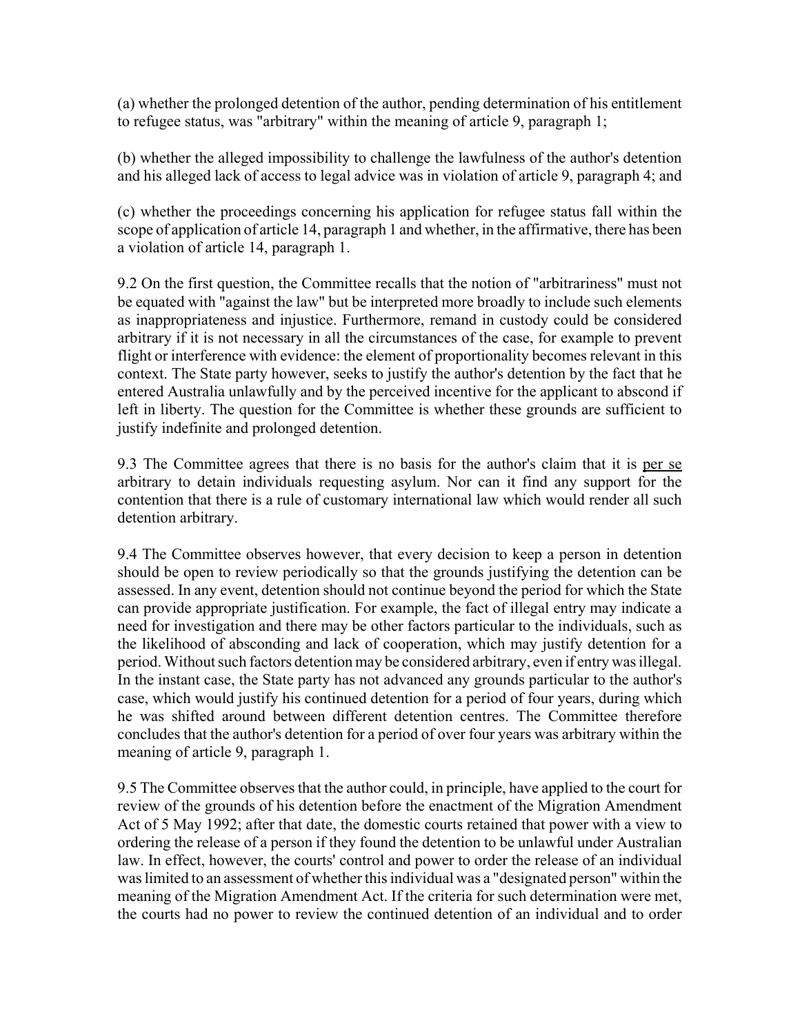(a) whether the prolonged detention of the author, pending determination of his entitlement to refugee status, was "arbitrary" within the meaning of article 9, paragraph 1;

(b) whether the alleged impossibility to challenge the lawfulness of the author's detention and his alleged lack of access to legal advice was in violation of article 9, paragraph 4; and

(c) whether the proceedings concerning his application for refugee status fall within the scope of application of article 14, paragraph 1 and whether, in the affirmative, there has been a violation of article 14, paragraph 1.

9.2 On the first question, the Committee recalls that the notion of "arbitrariness" must not be equated with "against the law" but be interpreted more broadly to include such elements as inappropriateness and injustice. Furthermore, remand in custody could be considered arbitrary if it is not necessary in all the circumstances of the case, for example to prevent flight or interference with evidence: the element of proportionality becomes relevant in this context. The State party however, seeks to justify the author's detention by the fact that he entered Australia unlawfully and by the perceived incentive for the applicant to abscond if left in liberty. The question for the Committee is whether these grounds are sufficient to justify indefinite and prolonged detention.

9.3 The Committee agrees that there is no basis for the author's claim that it is <u>per se</u> arbitrary to detain individuals requesting asylum. Nor can it find any support for the contention that there is a rule of customary international law which would render all such detention arbitrary.

9.4 The Committee observes however, that every decision to keep a person in detention should be open to review periodically so that the grounds justifying the detention can be assessed. In any event, detention should not continue beyond the period for which the State can provide appropriate justification. For example, the fact of illegal entry may indicate a need for investigation and there may be other factors particular to the individuals, such as the likelihood of absconding and lack of cooperation, which may justify detention for a period. Without such factors detention may be considered arbitrary, even if entry was illegal. In the instant case, the State party has not advanced any grounds particular to the author's case, which would justify his continued detention for a period of four years, during which he was shifted around between different detention centres. The Committee therefore concludes that the author's detention for a period of over four years was arbitrary within the meaning of article 9, paragraph 1.

9.5 The Committee observes that the author could, in principle, have applied to the court for review of the grounds of his detention before the enactment of the Migration Amendment Act of 5 May 1992; after that date, the domestic courts retained that power with a view to ordering the release of a person if they found the detention to be unlawful under Australian law. In effect, however, the courts' control and power to order the release of an individual was limited to an assessment of whether this individual was a "designated person" within the meaning of the Migration Amendment Act. If the criteria for such determination were met, the courts had no power to review the continued detention of an individual and to order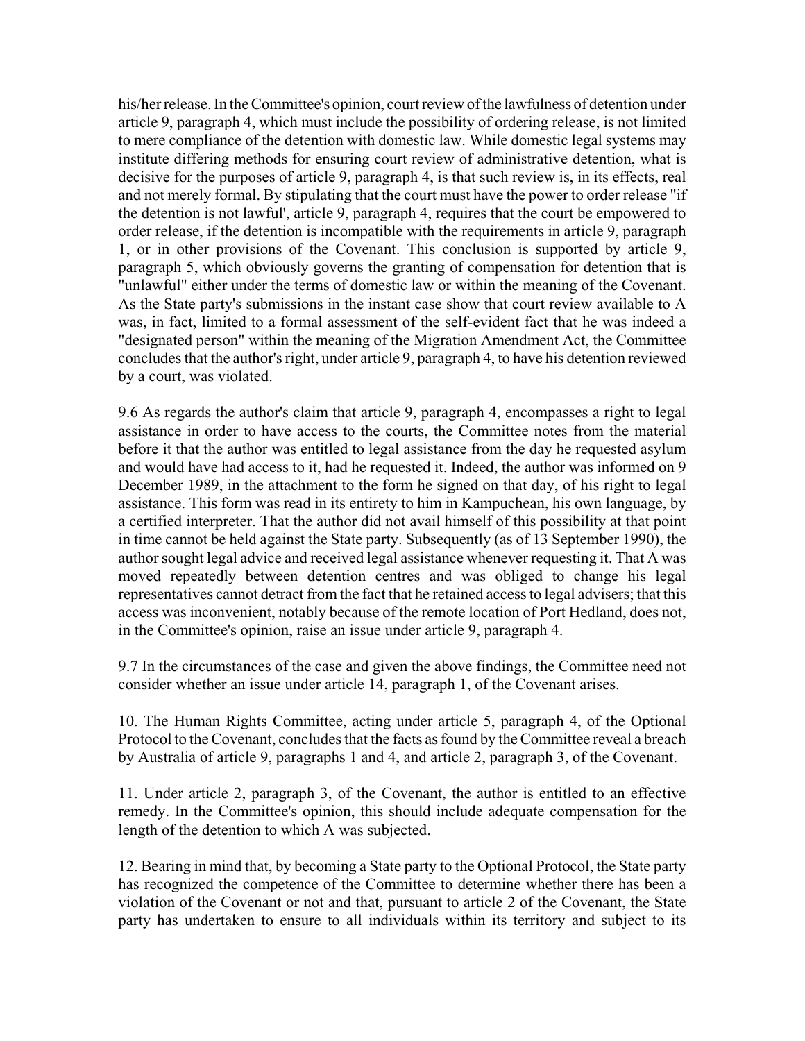his/her release. In the Committee's opinion, court review of the lawfulness of detention under article 9, paragraph 4, which must include the possibility of ordering release, is not limited to mere compliance of the detention with domestic law. While domestic legal systems may institute differing methods for ensuring court review of administrative detention, what is decisive for the purposes of article 9, paragraph 4, is that such review is, in its effects, real and not merely formal. By stipulating that the court must have the power to order release "if the detention is not lawful', article 9, paragraph 4, requires that the court be empowered to order release, if the detention is incompatible with the requirements in article 9, paragraph 1, or in other provisions of the Covenant. This conclusion is supported by article 9, paragraph 5, which obviously governs the granting of compensation for detention that is "unlawful" either under the terms of domestic law or within the meaning of the Covenant. As the State party's submissions in the instant case show that court review available to A was, in fact, limited to a formal assessment of the self-evident fact that he was indeed a "designated person" within the meaning of the Migration Amendment Act, the Committee concludes that the author's right, under article 9, paragraph 4, to have his detention reviewed by a court, was violated.

9.6 As regards the author's claim that article 9, paragraph 4, encompasses a right to legal assistance in order to have access to the courts, the Committee notes from the material before it that the author was entitled to legal assistance from the day he requested asylum and would have had access to it, had he requested it. Indeed, the author was informed on 9 December 1989, in the attachment to the form he signed on that day, of his right to legal assistance. This form was read in its entirety to him in Kampuchean, his own language, by a certified interpreter. That the author did not avail himself of this possibility at that point in time cannot be held against the State party. Subsequently (as of 13 September 1990), the author sought legal advice and received legal assistance whenever requesting it. That A was moved repeatedly between detention centres and was obliged to change his legal representatives cannot detract from the fact that he retained access to legal advisers; that this access was inconvenient, notably because of the remote location of Port Hedland, does not, in the Committee's opinion, raise an issue under article 9, paragraph 4.

9.7 In the circumstances of the case and given the above findings, the Committee need not consider whether an issue under article 14, paragraph 1, of the Covenant arises.

10. The Human Rights Committee, acting under article 5, paragraph 4, of the Optional Protocol to the Covenant, concludes that the facts as found by the Committee reveal a breach by Australia of article 9, paragraphs 1 and 4, and article 2, paragraph 3, of the Covenant.

11. Under article 2, paragraph 3, of the Covenant, the author is entitled to an effective remedy. In the Committee's opinion, this should include adequate compensation for the length of the detention to which A was subjected.

12. Bearing in mind that, by becoming a State party to the Optional Protocol, the State party has recognized the competence of the Committee to determine whether there has been a violation of the Covenant or not and that, pursuant to article 2 of the Covenant, the State party has undertaken to ensure to all individuals within its territory and subject to its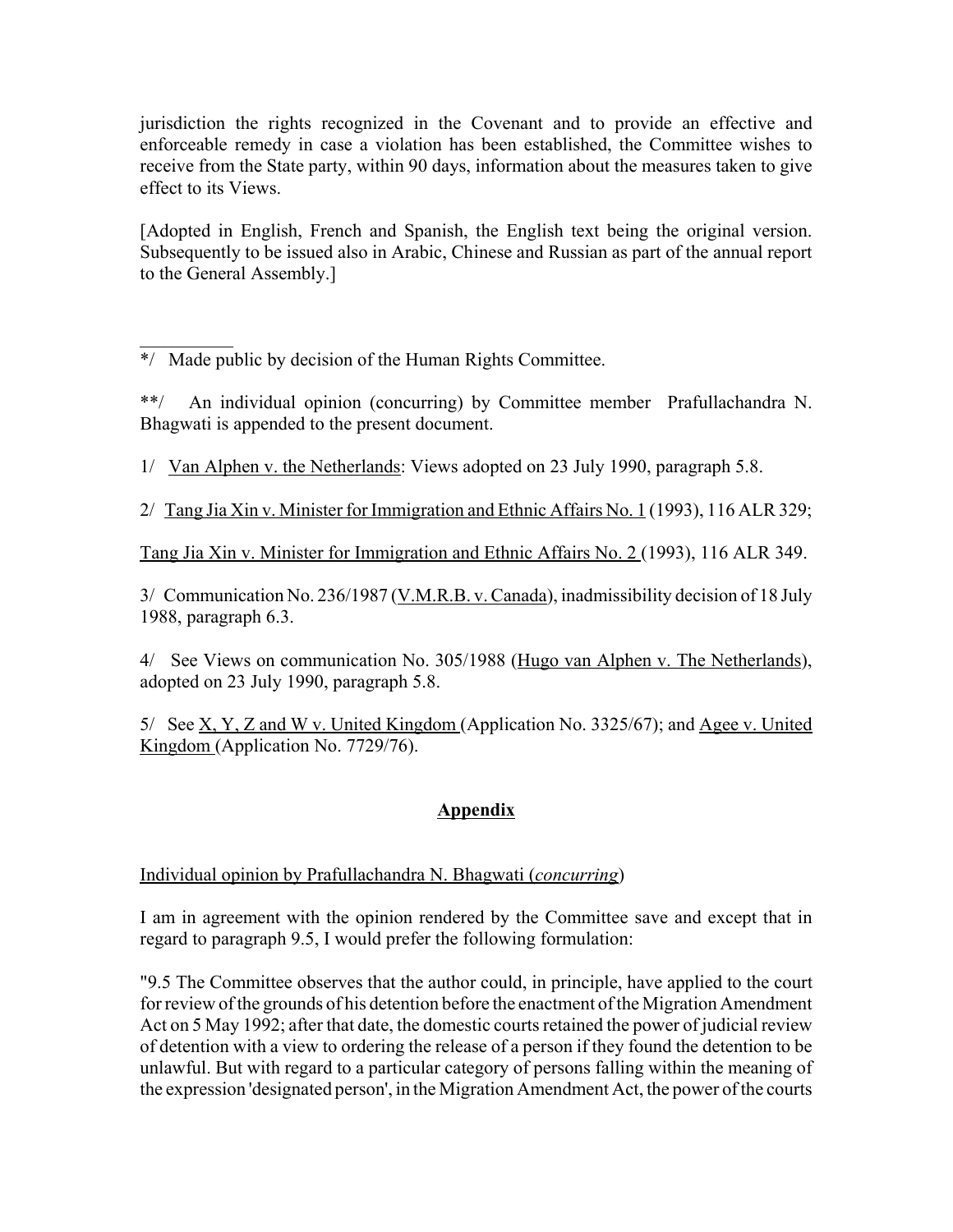jurisdiction the rights recognized in the Covenant and to provide an effective and enforceable remedy in case a violation has been established, the Committee wishes to receive from the State party, within 90 days, information about the measures taken to give effect to its Views.

[Adopted in English, French and Spanish, the English text being the original version. Subsequently to be issued also in Arabic, Chinese and Russian as part of the annual report to the General Assembly.]

---

*/ Made public by decision of the Human Rights Committee.

**/ An individual opinion (concurring) by Committee member Prafullachandra N. Bhagwati is appended to the present document.

1/ Van Alphen v. the Netherlands: Views adopted on 23 July 1990, paragraph 5.8.

2/ Tang Jia Xin v. Minister for Immigration and Ethnic Affairs No. 1 (1993), 116 ALR 329;

Tang Jia Xin v. Minister for Immigration and Ethnic Affairs No. 2 (1993), 116 ALR 349.

3/ Communication No. 236/1987 (V.M.R.B. v. Canada), inadmissibility decision of 18 July 1988, paragraph 6.3.

4/ See Views on communication No. 305/1988 (Hugo van Alphen v. The Netherlands), adopted on 23 July 1990, paragraph 5.8.

5/ See X, Y, Z and W v. United Kingdom (Application No. 3325/67); and Agee v. United Kingdom (Application No. 7729/76).

## Appendix

Individual opinion by Prafullachandra N. Bhagwati (*concurring*)

I am in agreement with the opinion rendered by the Committee save and except that in regard to paragraph 9.5, I would prefer the following formulation:

"9.5 The Committee observes that the author could, in principle, have applied to the court for review of the grounds of his detention before the enactment of the Migration Amendment Act on 5 May 1992; after that date, the domestic courts retained the power of judicial review of detention with a view to ordering the release of a person if they found the detention to be unlawful. But with regard to a particular category of persons falling within the meaning of the expression 'designated person', in the Migration Amendment Act, the power of the courts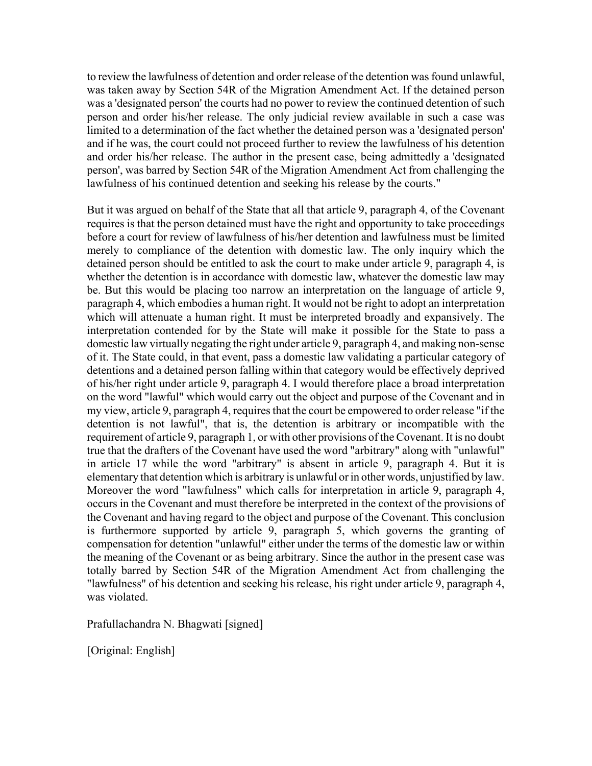to review the lawfulness of detention and order release of the detention was found unlawful, was taken away by Section 54R of the Migration Amendment Act. If the detained person was a 'designated person' the courts had no power to review the continued detention of such person and order his/her release. The only judicial review available in such a case was limited to a determination of the fact whether the detained person was a 'designated person' and if he was, the court could not proceed further to review the lawfulness of his detention and order his/her release. The author in the present case, being admittedly a 'designated person', was barred by Section 54R of the Migration Amendment Act from challenging the lawfulness of his continued detention and seeking his release by the courts."

But it was argued on behalf of the State that all that article 9, paragraph 4, of the Covenant requires is that the person detained must have the right and opportunity to take proceedings before a court for review of lawfulness of his/her detention and lawfulness must be limited merely to compliance of the detention with domestic law. The only inquiry which the detained person should be entitled to ask the court to make under article 9, paragraph 4, is whether the detention is in accordance with domestic law, whatever the domestic law may be. But this would be placing too narrow an interpretation on the language of article 9, paragraph 4, which embodies a human right. It would not be right to adopt an interpretation which will attenuate a human right. It must be interpreted broadly and expansively. The interpretation contended for by the State will make it possible for the State to pass a domestic law virtually negating the right under article 9, paragraph 4, and making non-sense of it. The State could, in that event, pass a domestic law validating a particular category of detentions and a detained person falling within that category would be effectively deprived of his/her right under article 9, paragraph 4. I would therefore place a broad interpretation on the word "lawful" which would carry out the object and purpose of the Covenant and in my view, article 9, paragraph 4, requires that the court be empowered to order release "if the detention is not lawful", that is, the detention is arbitrary or incompatible with the requirement of article 9, paragraph 1, or with other provisions of the Covenant. It is no doubt true that the drafters of the Covenant have used the word "arbitrary" along with "unlawful" in article 17 while the word "arbitrary" is absent in article 9, paragraph 4. But it is elementary that detention which is arbitrary is unlawful or in other words, unjustified by law. Moreover the word "lawfulness" which calls for interpretation in article 9, paragraph 4, occurs in the Covenant and must therefore be interpreted in the context of the provisions of the Covenant and having regard to the object and purpose of the Covenant. This conclusion is furthermore supported by article 9, paragraph 5, which governs the granting of compensation for detention "unlawful" either under the terms of the domestic law or within the meaning of the Covenant or as being arbitrary. Since the author in the present case was totally barred by Section 54R of the Migration Amendment Act from challenging the "lawfulness" of his detention and seeking his release, his right under article 9, paragraph 4, was violated.

Prafullachandra N. Bhagwati [signed]

[Original: English]